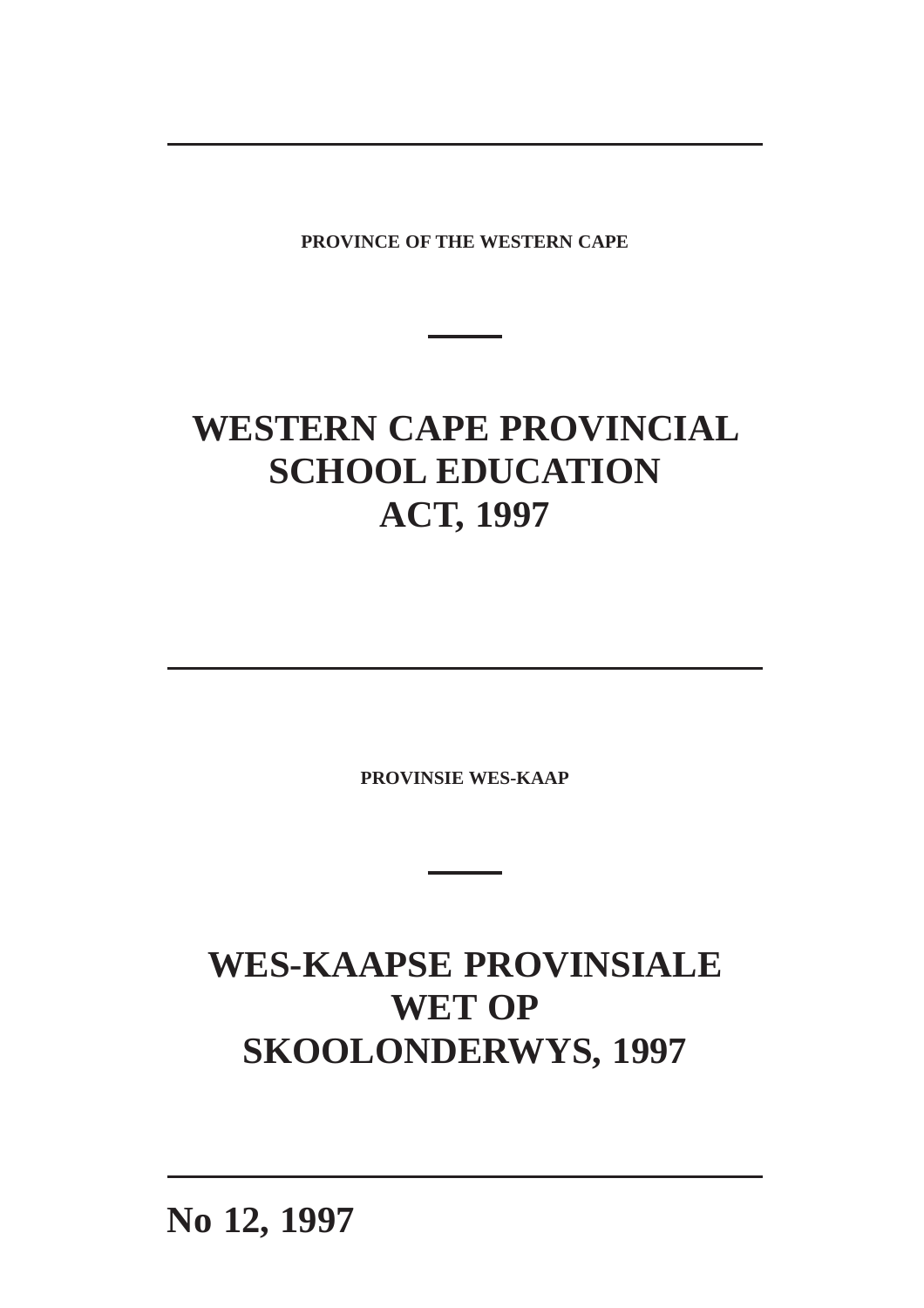**PROVINCE OF THE WESTERN CAPE**

# WESTERN CAPE PROVINCIAL SCHOOL EDUCATION ACT, 1997

---

**PROVINSIE WES-KAAP**

# WES-KAAPSE PROVINSIALE WET OP SKOOLONDERWYS, 1997

---

## No 12, 1997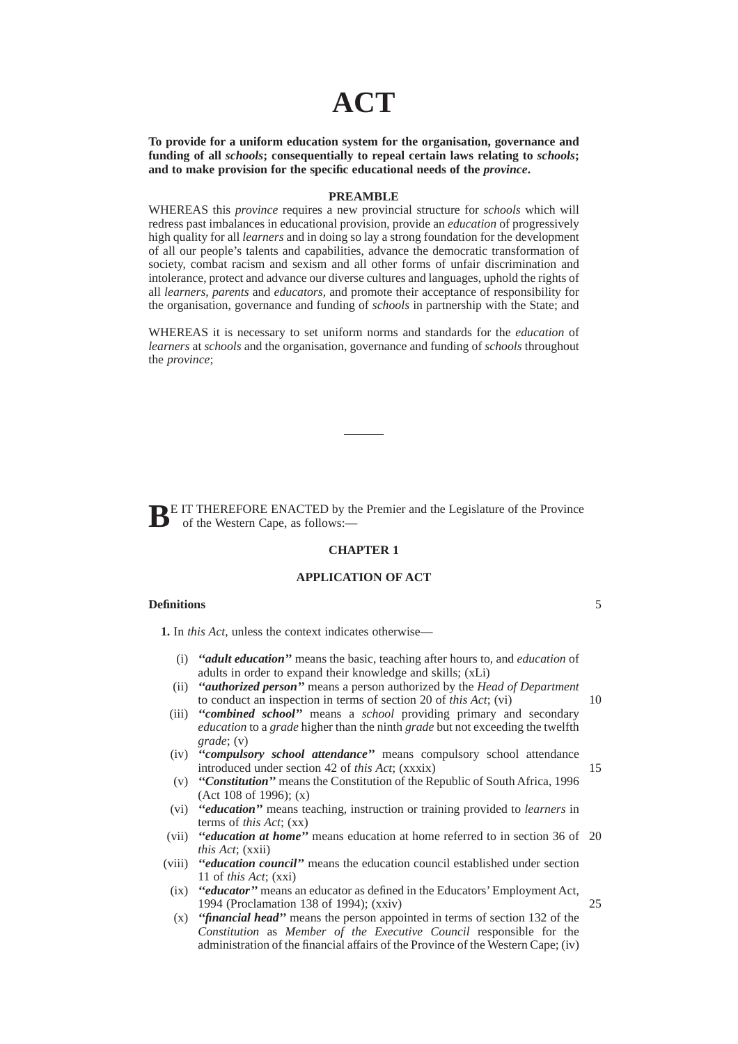# ACT

**To provide for a uniform education system for the organisation, governance and funding of all *schools*; consequentially to repeal certain laws relating to *schools*; and to make provision for the specific educational needs of the *province*.**

**PREAMBLE**

WHEREAS this *province* requires a new provincial structure for *schools* which will redress past imbalances in educational provision, provide an *education* of progressively high quality for all *learners* and in doing so lay a strong foundation for the development of all our people's talents and capabilities, advance the democratic transformation of society, combat racism and sexism and all other forms of unfair discrimination and intolerance, protect and advance our diverse cultures and languages, uphold the rights of all *learners*, *parents* and *educators*, and promote their acceptance of responsibility for the organisation, governance and funding of *schools* in partnership with the State; and

WHEREAS it is necessary to set uniform norms and standards for the *education* of *learners* at *schools* and the organisation, governance and funding of *schools* throughout the *province*;

BE IT THEREFORE ENACTED by the Premier and the Legislature of the Province of the Western Cape, as follows:—

## CHAPTER 1

## APPLICATION OF ACT

**Definitions**

**1.** In *this Act*, unless the context indicates otherwise—

(i) ***''adult education''*** means the basic, teaching after hours to, and *education* of adults in order to expand their knowledge and skills; (xLi)

(ii) ***''authorized person''*** means a person authorized by the *Head of Department* to conduct an inspection in terms of section 20 of *this Act*; (vi)

(iii) ***''combined school''*** means a *school* providing primary and secondary *education* to a *grade* higher than the ninth *grade* but not exceeding the twelfth *grade*; (v)

(iv) ***''compulsory school attendance''*** means compulsory school attendance introduced under section 42 of *this Act*; (xxxix)

(v) ***''Constitution''*** means the Constitution of the Republic of South Africa, 1996 (Act 108 of 1996); (x)

(vi) ***''education''*** means teaching, instruction or training provided to *learners* in terms of *this Act*; (xx)

(vii) ***''education at home''*** means education at home referred to in section 36 of *this Act*; (xxii)

(viii) ***''education council''*** means the education council established under section 11 of *this Act*; (xxi)

(ix) ***''educator''*** means an educator as defined in the Educators' Employment Act, 1994 (Proclamation 138 of 1994); (xxiv)

(x) ***''financial head''*** means the person appointed in terms of section 132 of the *Constitution* as *Member of the Executive Council* responsible for the administration of the financial affairs of the Province of the Western Cape; (iv)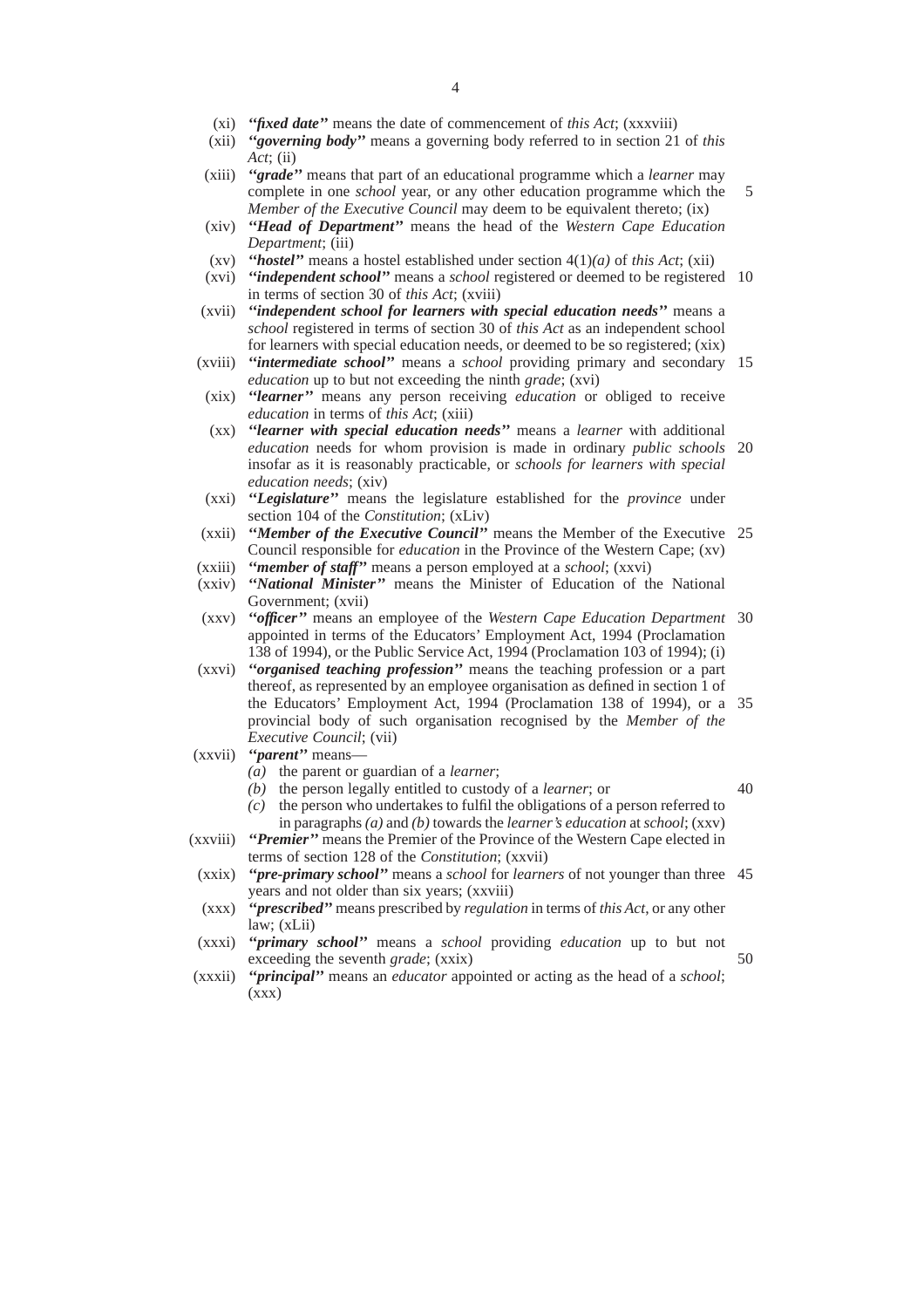(xi) ***"fixed date"*** means the date of commencement of *this Act*; (xxxviii)

(xii) ***"governing body"*** means a governing body referred to in section 21 of *this Act*; (ii)

(xiii) ***"grade"*** means that part of an educational programme which a *learner* may complete in one *school* year, or any other education programme which the *Member of the Executive Council* may deem to be equivalent thereto; (ix)

(xiv) ***"Head of Department"*** means the head of the *Western Cape Education Department*; (iii)

(xv) ***"hostel"*** means a hostel established under section 4(1)*(a)* of *this Act*; (xii)

(xvi) ***"independent school"*** means a *school* registered or deemed to be registered in terms of section 30 of *this Act*; (xviii)

(xvii) ***"independent school for learners with special education needs"*** means a *school* registered in terms of section 30 of *this Act* as an independent school for learners with special education needs, or deemed to be so registered; (xix)

(xviii) ***"intermediate school"*** means a *school* providing primary and secondary *education* up to but not exceeding the ninth *grade*; (xvi)

(xix) ***"learner"*** means any person receiving *education* or obliged to receive *education* in terms of *this Act*; (xiii)

(xx) ***"learner with special education needs"*** means a *learner* with additional *education* needs for whom provision is made in ordinary *public schools* insofar as it is reasonably practicable, or *schools for learners with special education needs*; (xiv)

(xxi) ***"Legislature"*** means the legislature established for the *province* under section 104 of the *Constitution*; (xLiv)

(xxii) ***"Member of the Executive Council"*** means the Member of the Executive Council responsible for *education* in the Province of the Western Cape; (xv)

(xxiii) ***"member of staff"*** means a person employed at a *school*; (xxvi)

(xxiv) ***"National Minister"*** means the Minister of Education of the National Government; (xvii)

(xxv) ***"officer"*** means an employee of the *Western Cape Education Department* appointed in terms of the Educators' Employment Act, 1994 (Proclamation 138 of 1994), or the Public Service Act, 1994 (Proclamation 103 of 1994); (i)

(xxvi) ***"organised teaching profession"*** means the teaching profession or a part thereof, as represented by an employee organisation as defined in section 1 of the Educators' Employment Act, 1994 (Proclamation 138 of 1994), or a provincial body of such organisation recognised by the *Member of the Executive Council*; (vii)

(xxvii) ***"parent"*** means—

*(a)* the parent or guardian of a *learner*;

*(b)* the person legally entitled to custody of a *learner*; or

*(c)* the person who undertakes to fulfil the obligations of a person referred to in paragraphs *(a)* and *(b)* towards the *learner's education* at *school*; (xxv)

(xxviii) ***"Premier"*** means the Premier of the Province of the Western Cape elected in terms of section 128 of the *Constitution*; (xxvii)

(xxix) ***"pre-primary school"*** means a *school* for *learners* of not younger than three years and not older than six years; (xxviii)

(xxx) ***"prescribed"*** means prescribed by *regulation* in terms of *this Act*, or any other law; (xLii)

(xxxi) ***"primary school"*** means a *school* providing *education* up to but not exceeding the seventh *grade*; (xxix)

(xxxii) ***"principal"*** means an *educator* appointed or acting as the head of a *school*; (xxx)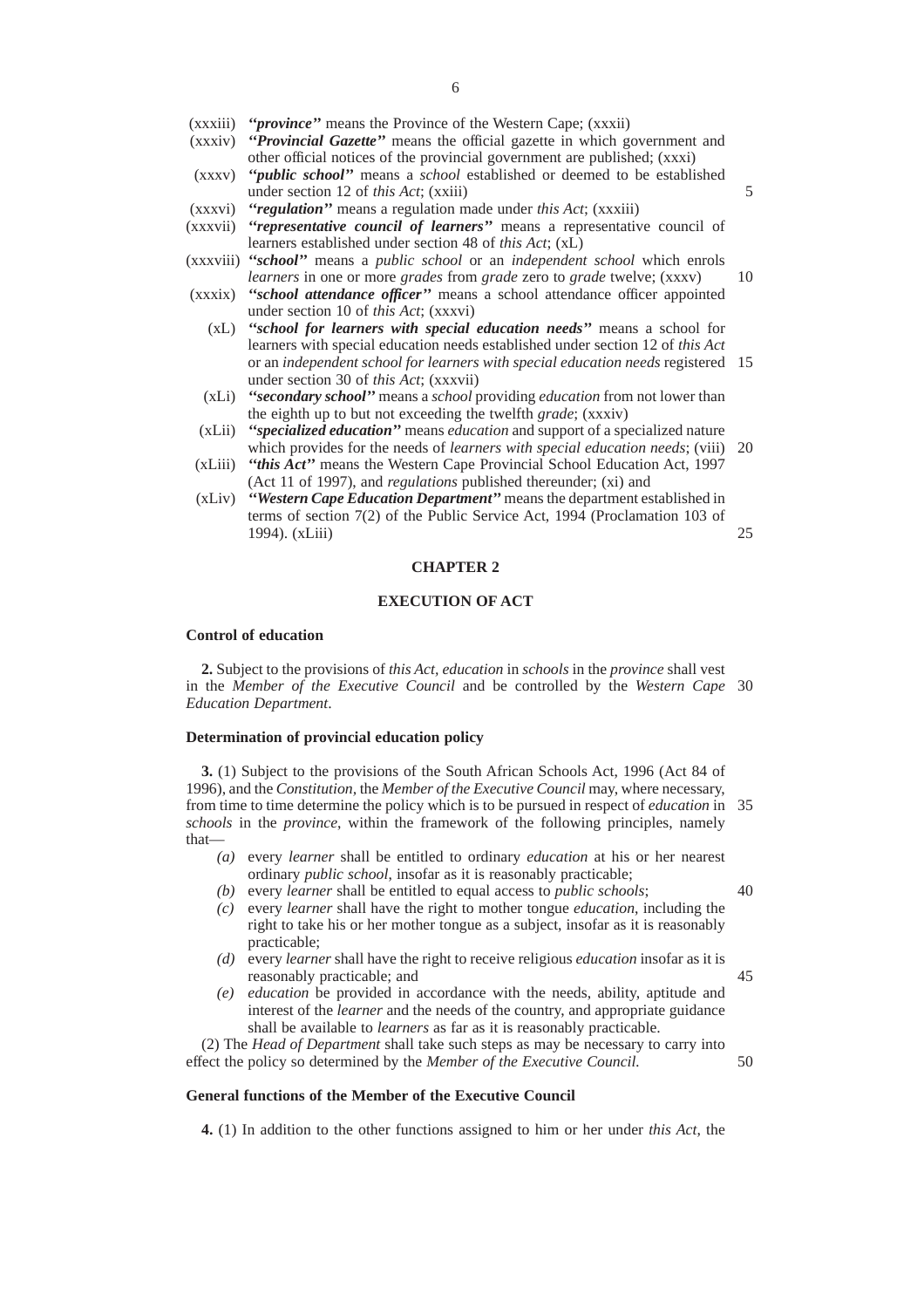(xxxiii) ***"province"*** means the Province of the Western Cape; (xxxii)

(xxxiv) ***"Provincial Gazette"*** means the official gazette in which government and other official notices of the provincial government are published; (xxxi)

(xxxv) ***"public school"*** means a *school* established or deemed to be established under section 12 of *this Act*; (xxiii)

(xxxvi) ***"regulation"*** means a regulation made under *this Act*; (xxxiii)

(xxxvii) ***"representative council of learners"*** means a representative council of learners established under section 48 of *this Act*; (xL)

(xxxviii) ***"school"*** means a *public school* or an *independent school* which enrols *learners* in one or more *grades* from *grade* zero to *grade* twelve; (xxxv)

(xxxix) ***"school attendance officer"*** means a school attendance officer appointed under section 10 of *this Act*; (xxxvi)

(xL) ***"school for learners with special education needs"*** means a school for learners with special education needs established under section 12 of *this Act* or an *independent school for learners with special education needs* registered under section 30 of *this Act*; (xxxvii)

(xLi) ***"secondary school"*** means a *school* providing *education* from not lower than the eighth up to but not exceeding the twelfth *grade*; (xxxiv)

(xLii) ***"specialized education"*** means *education* and support of a specialized nature which provides for the needs of *learners with special education needs*; (viii)

(xLiii) ***"this Act"*** means the Western Cape Provincial School Education Act, 1997 (Act 11 of 1997), and *regulations* published thereunder; (xi) and

(xLiv) ***"Western Cape Education Department"*** means the department established in terms of section 7(2) of the Public Service Act, 1994 (Proclamation 103 of 1994). (xLiii)

## CHAPTER 2

## EXECUTION OF ACT

**Control of education**

**2.** Subject to the provisions of *this Act*, *education* in *schools* in the *province* shall vest in the *Member of the Executive Council* and be controlled by the *Western Cape Education Department*.

**Determination of provincial education policy**

**3.** (1) Subject to the provisions of the South African Schools Act, 1996 (Act 84 of 1996), and the *Constitution*, the *Member of the Executive Council* may, where necessary, from time to time determine the policy which is to be pursued in respect of *education* in *schools* in the *province*, within the framework of the following principles, namely that—

*(a)* every *learner* shall be entitled to ordinary *education* at his or her nearest ordinary *public school*, insofar as it is reasonably practicable;

*(b)* every *learner* shall be entitled to equal access to *public schools*;

*(c)* every *learner* shall have the right to mother tongue *education*, including the right to take his or her mother tongue as a subject, insofar as it is reasonably practicable;

*(d)* every *learner* shall have the right to receive religious *education* insofar as it is reasonably practicable; and

*(e)* *education* be provided in accordance with the needs, ability, aptitude and interest of the *learner* and the needs of the country, and appropriate guidance shall be available to *learners* as far as it is reasonably practicable.

(2) The *Head of Department* shall take such steps as may be necessary to carry into effect the policy so determined by the *Member of the Executive Council*.

**General functions of the Member of the Executive Council**

**4.** (1) In addition to the other functions assigned to him or her under *this Act*, the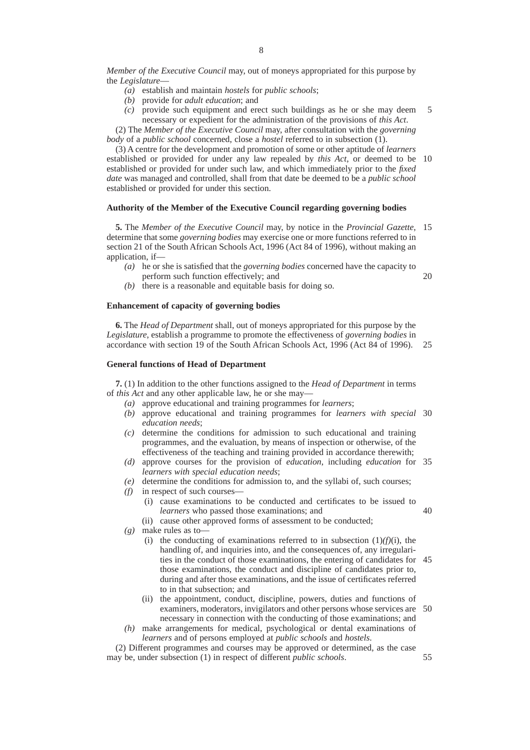*Member of the Executive Council* may, out of moneys appropriated for this purpose by the *Legislature*—

*(a)* establish and maintain *hostels* for *public schools*;

*(b)* provide for *adult education*; and

*(c)* provide such equipment and erect such buildings as he or she may deem necessary or expedient for the administration of the provisions of *this Act*.

(2) The *Member of the Executive Council* may, after consultation with the *governing body* of a *public school* concerned, close a *hostel* referred to in subsection (1).

(3) A centre for the development and promotion of some or other aptitude of *learners* established or provided for under any law repealed by *this Act*, or deemed to be established or provided for under such law, and which immediately prior to the *fixed date* was managed and controlled, shall from that date be deemed to be a *public school* established or provided for under this section.

**Authority of the Member of the Executive Council regarding governing bodies**

**5.** The *Member of the Executive Council* may, by notice in the *Provincial Gazette*, determine that some *governing bodies* may exercise one or more functions referred to in section 21 of the South African Schools Act, 1996 (Act 84 of 1996), without making an application, if—

*(a)* he or she is satisfied that the *governing bodies* concerned have the capacity to perform such function effectively; and

*(b)* there is a reasonable and equitable basis for doing so.

**Enhancement of capacity of governing bodies**

**6.** The *Head of Department* shall, out of moneys appropriated for this purpose by the *Legislature*, establish a programme to promote the effectiveness of *governing bodies* in accordance with section 19 of the South African Schools Act, 1996 (Act 84 of 1996).

**General functions of Head of Department**

**7.** (1) In addition to the other functions assigned to the *Head of Department* in terms of *this Act* and any other applicable law, he or she may—

*(a)* approve educational and training programmes for *learners*;

*(b)* approve educational and training programmes for *learners with special education needs*;

*(c)* determine the conditions for admission to such educational and training programmes, and the evaluation, by means of inspection or otherwise, of the effectiveness of the teaching and training provided in accordance therewith;

*(d)* approve courses for the provision of *education*, including *education* for *learners with special education needs*;

*(e)* determine the conditions for admission to, and the syllabi of, such courses;

*(f)* in respect of such courses—

(i) cause examinations to be conducted and certificates to be issued to *learners* who passed those examinations; and

(ii) cause other approved forms of assessment to be conducted;

*(g)* make rules as to—

(i) the conducting of examinations referred to in subsection (1)*(f)*(i), the handling of, and inquiries into, and the consequences of, any irregularities in the conduct of those examinations, the entering of candidates for those examinations, the conduct and discipline of candidates prior to, during and after those examinations, and the issue of certificates referred to in that subsection; and

(ii) the appointment, conduct, discipline, powers, duties and functions of examiners, moderators, invigilators and other persons whose services are necessary in connection with the conducting of those examinations; and

*(h)* make arrangements for medical, psychological or dental examinations of *learners* and of persons employed at *public schools* and *hostels*.

(2) Different programmes and courses may be approved or determined, as the case may be, under subsection (1) in respect of different *public schools*.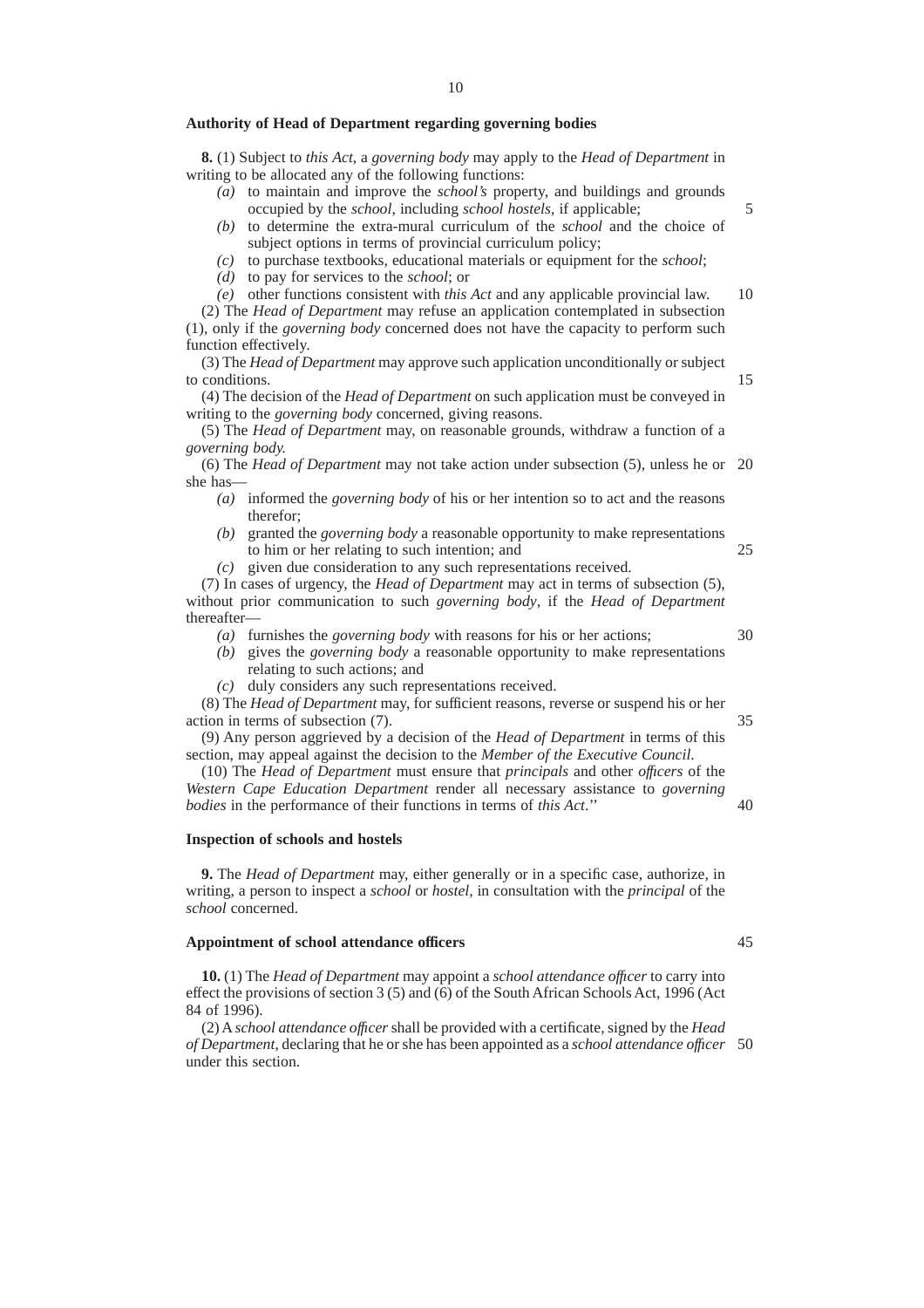**Authority of Head of Department regarding governing bodies**

**8.** (1) Subject to *this Act*, a *governing body* may apply to the *Head of Department* in writing to be allocated any of the following functions:

*(a)* to maintain and improve the *school's* property, and buildings and grounds occupied by the *school*, including *school hostels*, if applicable;

*(b)* to determine the extra-mural curriculum of the *school* and the choice of subject options in terms of provincial curriculum policy;

*(c)* to purchase textbooks, educational materials or equipment for the *school*;

*(d)* to pay for services to the *school*; or

*(e)* other functions consistent with *this Act* and any applicable provincial law.

(2) The *Head of Department* may refuse an application contemplated in subsection (1), only if the *governing body* concerned does not have the capacity to perform such function effectively.

(3) The *Head of Department* may approve such application unconditionally or subject to conditions.

(4) The decision of the *Head of Department* on such application must be conveyed in writing to the *governing body* concerned, giving reasons.

(5) The *Head of Department* may, on reasonable grounds, withdraw a function of a *governing body.*

(6) The *Head of Department* may not take action under subsection (5), unless he or she has—

*(a)* informed the *governing body* of his or her intention so to act and the reasons therefor;

*(b)* granted the *governing body* a reasonable opportunity to make representations to him or her relating to such intention; and

*(c)* given due consideration to any such representations received.

(7) In cases of urgency, the *Head of Department* may act in terms of subsection (5), without prior communication to such *governing body*, if the *Head of Department* thereafter—

*(a)* furnishes the *governing body* with reasons for his or her actions;

*(b)* gives the *governing body* a reasonable opportunity to make representations relating to such actions; and

*(c)* duly considers any such representations received.

(8) The *Head of Department* may, for sufficient reasons, reverse or suspend his or her action in terms of subsection (7).

(9) Any person aggrieved by a decision of the *Head of Department* in terms of this section, may appeal against the decision to the *Member of the Executive Council.*

(10) The *Head of Department* must ensure that *principals* and other *officers* of the *Western Cape Education Department* render all necessary assistance to *governing bodies* in the performance of their functions in terms of *this Act*.''

**Inspection of schools and hostels**

**9.** The *Head of Department* may, either generally or in a specific case, authorize, in writing, a person to inspect a *school* or *hostel*, in consultation with the *principal* of the *school* concerned.

**Appointment of school attendance officers**

**10.** (1) The *Head of Department* may appoint a *school attendance officer* to carry into effect the provisions of section 3 (5) and (6) of the South African Schools Act, 1996 (Act 84 of 1996).

(2) A *school attendance officer* shall be provided with a certificate, signed by the *Head of Department,* declaring that he or she has been appointed as a *school attendance officer* under this section.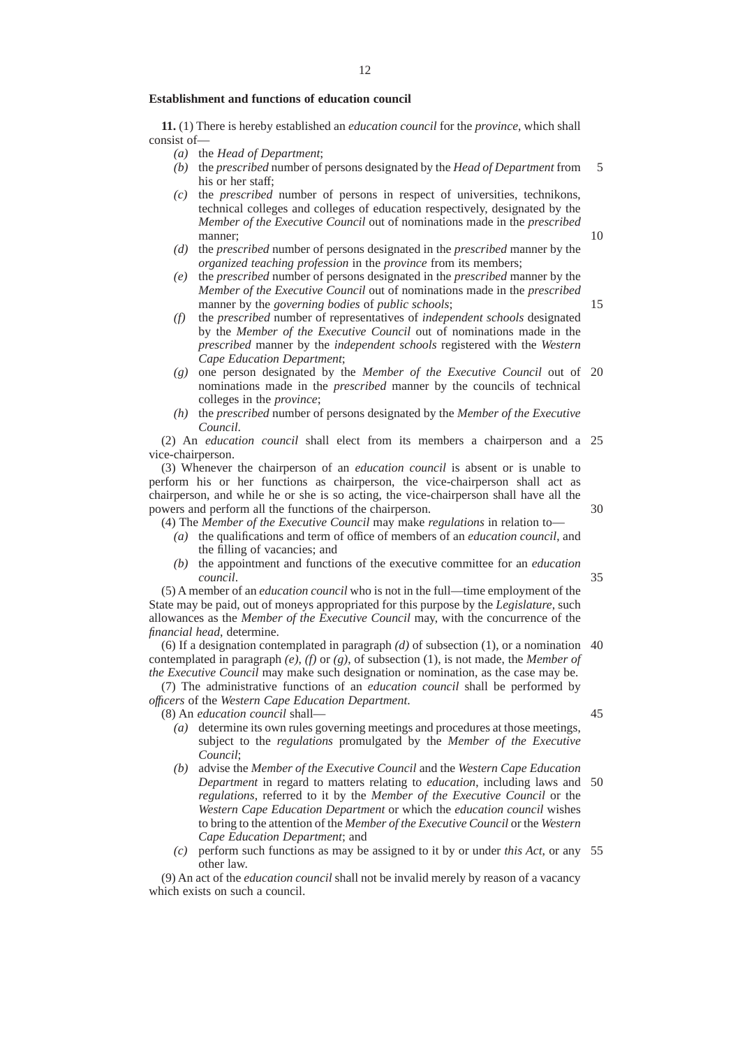**Establishment and functions of education council**

**11.** (1) There is hereby established an *education council* for the *province*, which shall consist of—

*(a)* the *Head of Department*;

*(b)* the *prescribed* number of persons designated by the *Head of Department* from his or her staff;

*(c)* the *prescribed* number of persons in respect of universities, technikons, technical colleges and colleges of education respectively, designated by the *Member of the Executive Council* out of nominations made in the *prescribed* manner;

*(d)* the *prescribed* number of persons designated in the *prescribed* manner by the *organized teaching profession* in the *province* from its members;

*(e)* the *prescribed* number of persons designated in the *prescribed* manner by the *Member of the Executive Council* out of nominations made in the *prescribed* manner by the *governing bodies* of *public schools*;

*(f)* the *prescribed* number of representatives of *independent schools* designated by the *Member of the Executive Council* out of nominations made in the *prescribed* manner by the *independent schools* registered with the *Western Cape Education Department*;

*(g)* one person designated by the *Member of the Executive Council* out of nominations made in the *prescribed* manner by the councils of technical colleges in the *province*;

*(h)* the *prescribed* number of persons designated by the *Member of the Executive Council*.

(2) An *education council* shall elect from its members a chairperson and a vice-chairperson.

(3) Whenever the chairperson of an *education council* is absent or is unable to perform his or her functions as chairperson, the vice-chairperson shall act as chairperson, and while he or she is so acting, the vice-chairperson shall have all the powers and perform all the functions of the chairperson.

(4) The *Member of the Executive Council* may make *regulations* in relation to—

*(a)* the qualifications and term of office of members of an *education council*, and the filling of vacancies; and

*(b)* the appointment and functions of the executive committee for an *education council*.

(5) A member of an *education council* who is not in the full—time employment of the State may be paid, out of moneys appropriated for this purpose by the *Legislature*, such allowances as the *Member of the Executive Council* may, with the concurrence of the *financial head*, determine.

(6) If a designation contemplated in paragraph *(d)* of subsection (1), or a nomination contemplated in paragraph *(e)*, *(f)* or *(g)*, of subsection (1), is not made, the *Member of the Executive Council* may make such designation or nomination, as the case may be.

(7) The administrative functions of an *education council* shall be performed by *officers* of the *Western Cape Education Department*.

(8) An *education council* shall—

*(a)* determine its own rules governing meetings and procedures at those meetings, subject to the *regulations* promulgated by the *Member of the Executive Council*;

*(b)* advise the *Member of the Executive Council* and the *Western Cape Education Department* in regard to matters relating to *education*, including laws and *regulations*, referred to it by the *Member of the Executive Council* or the *Western Cape Education Department* or which the *education council* wishes to bring to the attention of the *Member of the Executive Council* or the *Western Cape Education Department*; and

*(c)* perform such functions as may be assigned to it by or under *this Act*, or any other law.

(9) An act of the *education council* shall not be invalid merely by reason of a vacancy which exists on such a council.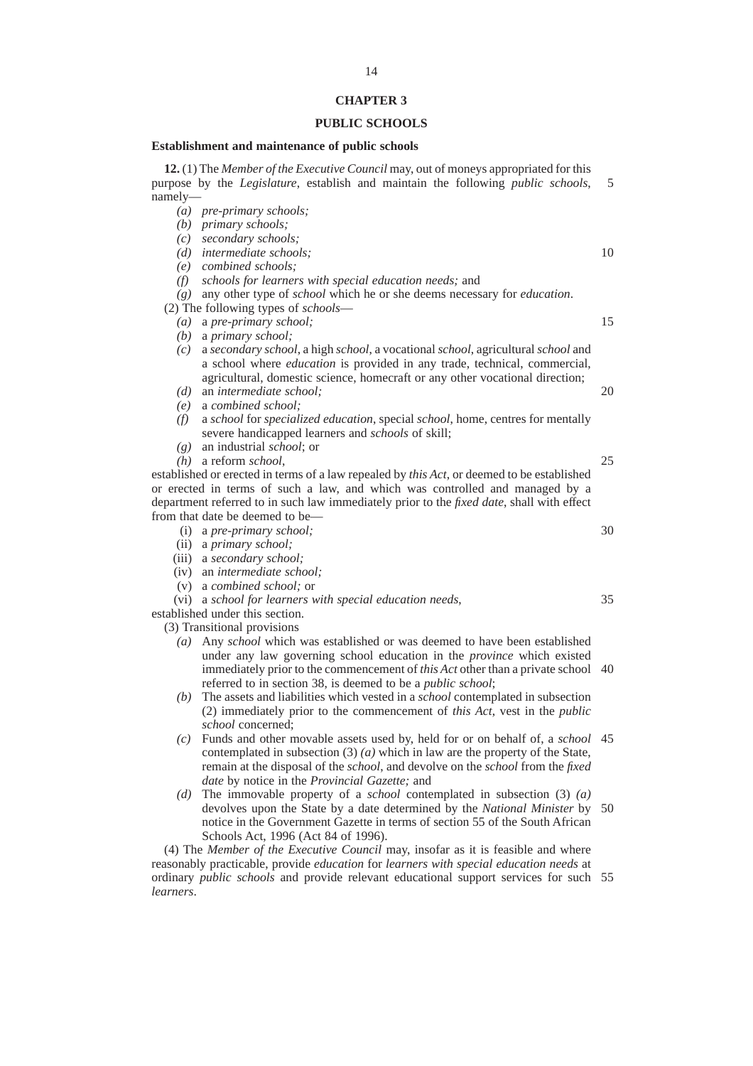## CHAPTER 3

## PUBLIC SCHOOLS

### Establishment and maintenance of public schools

**12.** (1) The *Member of the Executive Council* may, out of moneys appropriated for this purpose by the *Legislature*, establish and maintain the following *public schools*, namely—

*(a)* *pre-primary schools;*
*(b)* *primary schools;*
*(c)* *secondary schools;*
*(d)* *intermediate schools;*
*(e)* *combined schools;*
*(f)* *schools for learners with special education needs;* and
*(g)* any other type of *school* which he or she deems necessary for *education*.

(2) The following types of *schools*—

*(a)* a *pre-primary school;*
*(b)* a *primary school;*
*(c)* a *secondary school*, a high *school*, a vocational *school*, agricultural *school* and a school where *education* is provided in any trade, technical, commercial, agricultural, domestic science, homecraft or any other vocational direction;
*(d)* an *intermediate school;*
*(e)* a *combined school;*
*(f)* a *school* for *specialized education*, special *school*, home, centres for mentally severe handicapped learners and *schools* of skill;
*(g)* an industrial *school*; or
*(h)* a reform *school*,

established or erected in terms of a law repealed by *this Act*, or deemed to be established or erected in terms of such a law, and which was controlled and managed by a department referred to in such law immediately prior to the *fixed date*, shall with effect from that date be deemed to be—

(i) a *pre-primary school;*
(ii) a *primary school;*
(iii) a *secondary school;*
(iv) an *intermediate school;*
(v) a *combined school;* or
(vi) a *school for learners with special education needs*,

established under this section.

(3) Transitional provisions

*(a)* Any *school* which was established or was deemed to have been established under any law governing school education in the *province* which existed immediately prior to the commencement of *this Act* other than a private school referred to in section 38, is deemed to be a *public school*;
*(b)* The assets and liabilities which vested in a *school* contemplated in subsection (2) immediately prior to the commencement of *this Act*, vest in the *public school* concerned;
*(c)* Funds and other movable assets used by, held for or on behalf of, a *school* contemplated in subsection (3) *(a)* which in law are the property of the State, remain at the disposal of the *school*, and devolve on the *school* from the *fixed date* by notice in the *Provincial Gazette;* and
*(d)* The immovable property of a *school* contemplated in subsection (3) *(a)* devolves upon the State by a date determined by the *National Minister* by notice in the Government Gazette in terms of section 55 of the South African Schools Act, 1996 (Act 84 of 1996).

(4) The *Member of the Executive Council* may, insofar as it is feasible and where reasonably practicable, provide *education* for *learners with special education needs* at ordinary *public schools* and provide relevant educational support services for such *learners*.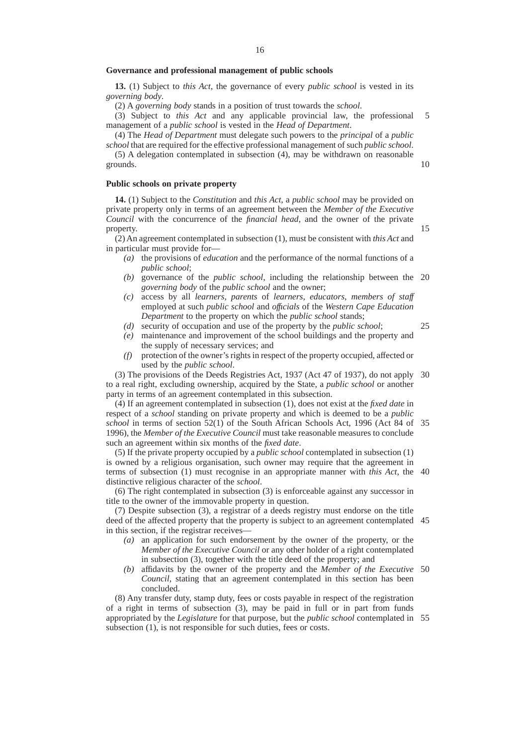**Governance and professional management of public schools**

**13.** (1) Subject to *this Act*, the governance of every *public school* is vested in its *governing body*.

(2) A *governing body* stands in a position of trust towards the *school*.

(3) Subject to *this Act* and any applicable provincial law, the professional management of a *public school* is vested in the *Head of Department*.

(4) The *Head of Department* must delegate such powers to the *principal* of a *public school* that are required for the effective professional management of such *public school*.

(5) A delegation contemplated in subsection (4), may be withdrawn on reasonable grounds.

**Public schools on private property**

**14.** (1) Subject to the *Constitution* and *this Act*, a *public school* may be provided on private property only in terms of an agreement between the *Member of the Executive Council* with the concurrence of the *financial head*, and the owner of the private property.

(2) An agreement contemplated in subsection (1), must be consistent with *this Act* and in particular must provide for—

- *(a)* the provisions of *education* and the performance of the normal functions of a *public school*;
- *(b)* governance of the *public school*, including the relationship between the *governing body* of the *public school* and the owner;
- *(c)* access by all *learners*, *parents* of *learners*, *educators*, *members of staff* employed at such *public school* and *officials* of the *Western Cape Education Department* to the property on which the *public school* stands;
- *(d)* security of occupation and use of the property by the *public school*;
- *(e)* maintenance and improvement of the school buildings and the property and the supply of necessary services; and
- *(f)* protection of the owner's rights in respect of the property occupied, affected or used by the *public school*.

(3) The provisions of the Deeds Registries Act, 1937 (Act 47 of 1937), do not apply to a real right, excluding ownership, acquired by the State, a *public school* or another party in terms of an agreement contemplated in this subsection.

(4) If an agreement contemplated in subsection (1), does not exist at the *fixed date* in respect of a *school* standing on private property and which is deemed to be a *public school* in terms of section 52(1) of the South African Schools Act, 1996 (Act 84 of 1996), the *Member of the Executive Council* must take reasonable measures to conclude such an agreement within six months of the *fixed date*.

(5) If the private property occupied by a *public school* contemplated in subsection (1) is owned by a religious organisation, such owner may require that the agreement in terms of subsection (1) must recognise in an appropriate manner with *this Act*, the distinctive religious character of the *school*.

(6) The right contemplated in subsection (3) is enforceable against any successor in title to the owner of the immovable property in question.

(7) Despite subsection (3), a registrar of a deeds registry must endorse on the title deed of the affected property that the property is subject to an agreement contemplated in this section, if the registrar receives—

- *(a)* an application for such endorsement by the owner of the property, or the *Member of the Executive Council* or any other holder of a right contemplated in subsection (3), together with the title deed of the property; and
- *(b)* affidavits by the owner of the property and the *Member of the Executive Council*, stating that an agreement contemplated in this section has been concluded.

(8) Any transfer duty, stamp duty, fees or costs payable in respect of the registration of a right in terms of subsection (3), may be paid in full or in part from funds appropriated by the *Legislature* for that purpose, but the *public school* contemplated in subsection (1), is not responsible for such duties, fees or costs.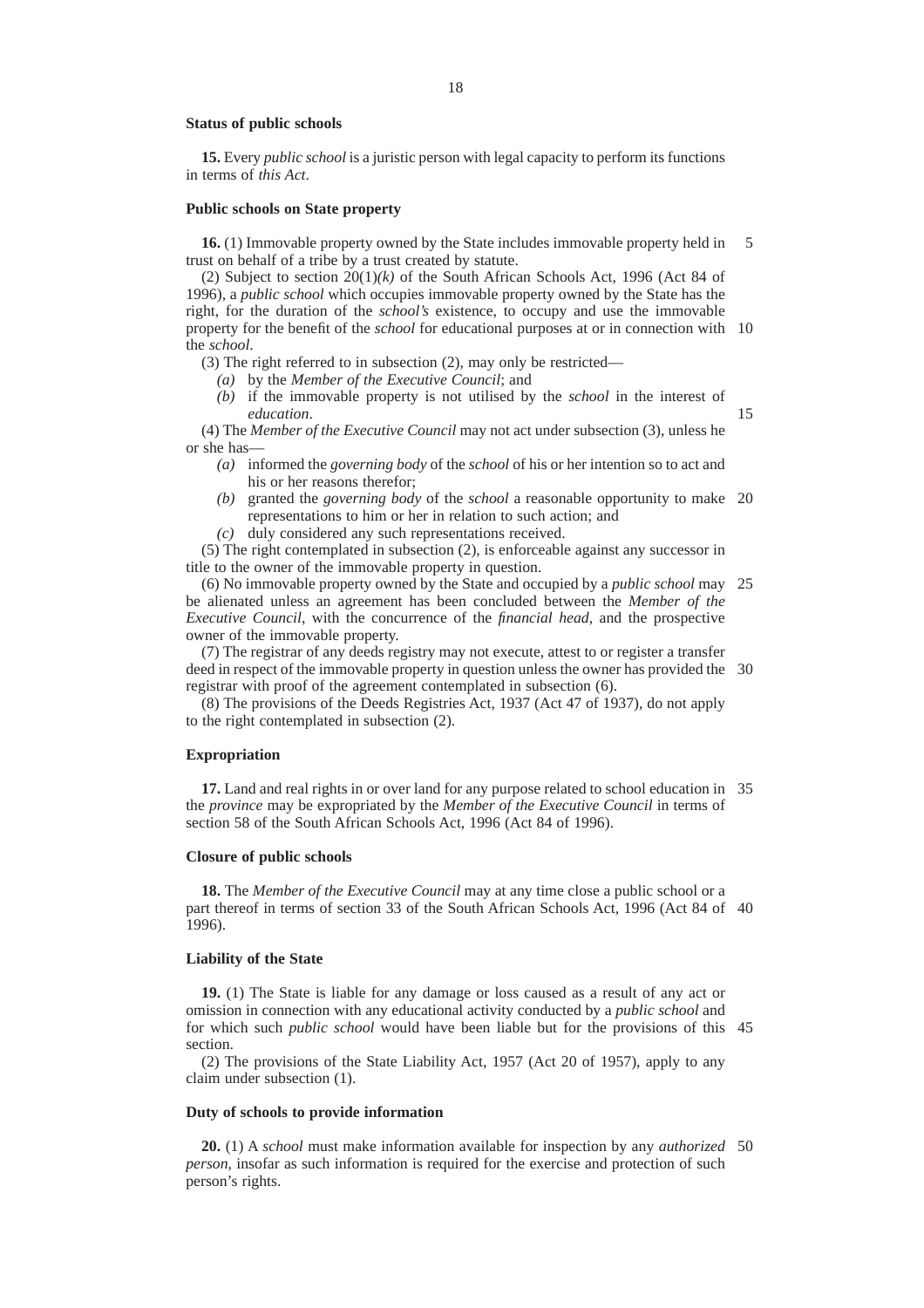**Status of public schools**

**15.** Every *public school* is a juristic person with legal capacity to perform its functions in terms of *this Act*.

**Public schools on State property**

**16.** (1) Immovable property owned by the State includes immovable property held in trust on behalf of a tribe by a trust created by statute.

(2) Subject to section 20(1)*(k)* of the South African Schools Act, 1996 (Act 84 of 1996), a *public school* which occupies immovable property owned by the State has the right, for the duration of the *school's* existence, to occupy and use the immovable property for the benefit of the *school* for educational purposes at or in connection with the *school*.

(3) The right referred to in subsection (2), may only be restricted—

*(a)* by the *Member of the Executive Council*; and

*(b)* if the immovable property is not utilised by the *school* in the interest of *education*.

(4) The *Member of the Executive Council* may not act under subsection (3), unless he or she has—

*(a)* informed the *governing body* of the *school* of his or her intention so to act and his or her reasons therefor;

*(b)* granted the *governing body* of the *school* a reasonable opportunity to make representations to him or her in relation to such action; and

*(c)* duly considered any such representations received.

(5) The right contemplated in subsection (2), is enforceable against any successor in title to the owner of the immovable property in question.

(6) No immovable property owned by the State and occupied by a *public school* may be alienated unless an agreement has been concluded between the *Member of the Executive Council*, with the concurrence of the *financial head*, and the prospective owner of the immovable property.

(7) The registrar of any deeds registry may not execute, attest to or register a transfer deed in respect of the immovable property in question unless the owner has provided the registrar with proof of the agreement contemplated in subsection (6).

(8) The provisions of the Deeds Registries Act, 1937 (Act 47 of 1937), do not apply to the right contemplated in subsection (2).

**Expropriation**

**17.** Land and real rights in or over land for any purpose related to school education in the *province* may be expropriated by the *Member of the Executive Council* in terms of section 58 of the South African Schools Act, 1996 (Act 84 of 1996).

**Closure of public schools**

**18.** The *Member of the Executive Council* may at any time close a public school or a part thereof in terms of section 33 of the South African Schools Act, 1996 (Act 84 of 1996).

**Liability of the State**

**19.** (1) The State is liable for any damage or loss caused as a result of any act or omission in connection with any educational activity conducted by a *public school* and for which such *public school* would have been liable but for the provisions of this section.

(2) The provisions of the State Liability Act, 1957 (Act 20 of 1957), apply to any claim under subsection (1).

**Duty of schools to provide information**

**20.** (1) A *school* must make information available for inspection by any *authorized person*, insofar as such information is required for the exercise and protection of such person's rights.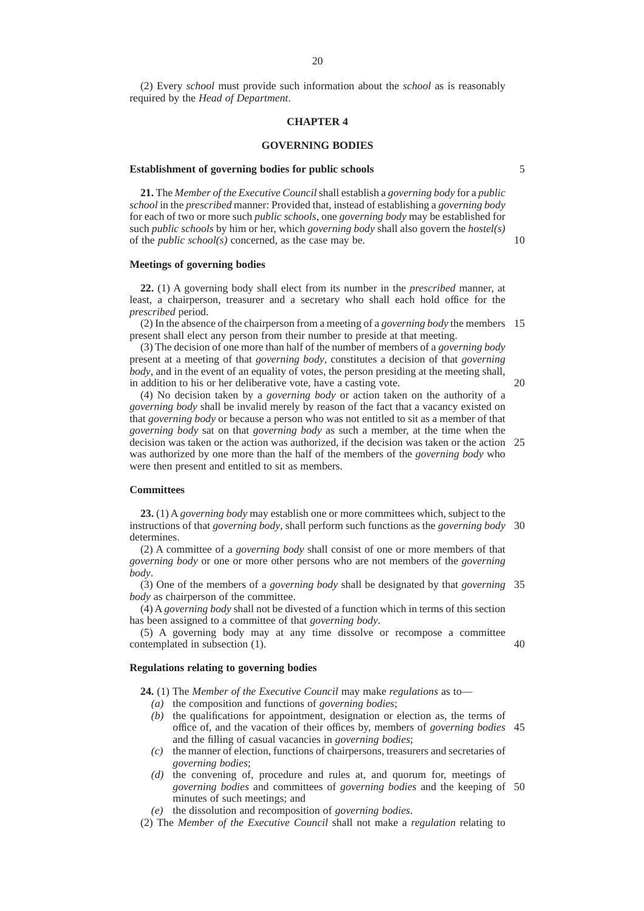(2) Every *school* must provide such information about the *school* as is reasonably required by the *Head of Department*.

## CHAPTER 4

## GOVERNING BODIES

### Establishment of governing bodies for public schools

**21.** The *Member of the Executive Council* shall establish a *governing body* for a *public school* in the *prescribed* manner: Provided that, instead of establishing a *governing body* for each of two or more such *public schools*, one *governing body* may be established for such *public schools* by him or her, which *governing body* shall also govern the *hostel(s)* of the *public school(s)* concerned, as the case may be.

### Meetings of governing bodies

**22.** (1) A governing body shall elect from its number in the *prescribed* manner, at least, a chairperson, treasurer and a secretary who shall each hold office for the *prescribed* period.

(2) In the absence of the chairperson from a meeting of a *governing body* the members present shall elect any person from their number to preside at that meeting.

(3) The decision of one more than half of the number of members of a *governing body* present at a meeting of that *governing body*, constitutes a decision of that *governing body*, and in the event of an equality of votes, the person presiding at the meeting shall, in addition to his or her deliberative vote, have a casting vote.

(4) No decision taken by a *governing body* or action taken on the authority of a *governing body* shall be invalid merely by reason of the fact that a vacancy existed on that *governing body* or because a person who was not entitled to sit as a member of that *governing body* sat on that *governing body* as such a member, at the time when the decision was taken or the action was authorized, if the decision was taken or the action was authorized by one more than the half of the members of the *governing body* who were then present and entitled to sit as members.

### Committees

**23.** (1) A *governing body* may establish one or more committees which, subject to the instructions of that *governing body*, shall perform such functions as the *governing body* determines.

(2) A committee of a *governing body* shall consist of one or more members of that *governing body* or one or more other persons who are not members of the *governing body*.

(3) One of the members of a *governing body* shall be designated by that *governing body* as chairperson of the committee.

(4) A *governing body* shall not be divested of a function which in terms of this section has been assigned to a committee of that *governing body*.

(5) A governing body may at any time dissolve or recompose a committee contemplated in subsection (1).

### Regulations relating to governing bodies

**24.** (1) The *Member of the Executive Council* may make *regulations* as to—

*(a)* the composition and functions of *governing bodies*;

*(b)* the qualifications for appointment, designation or election as, the terms of office of, and the vacation of their offices by, members of *governing bodies* and the filling of casual vacancies in *governing bodies*;

*(c)* the manner of election, functions of chairpersons, treasurers and secretaries of *governing bodies*;

*(d)* the convening of, procedure and rules at, and quorum for, meetings of *governing bodies* and committees of *governing bodies* and the keeping of minutes of such meetings; and

*(e)* the dissolution and recomposition of *governing bodies*.

(2) The *Member of the Executive Council* shall not make a *regulation* relating to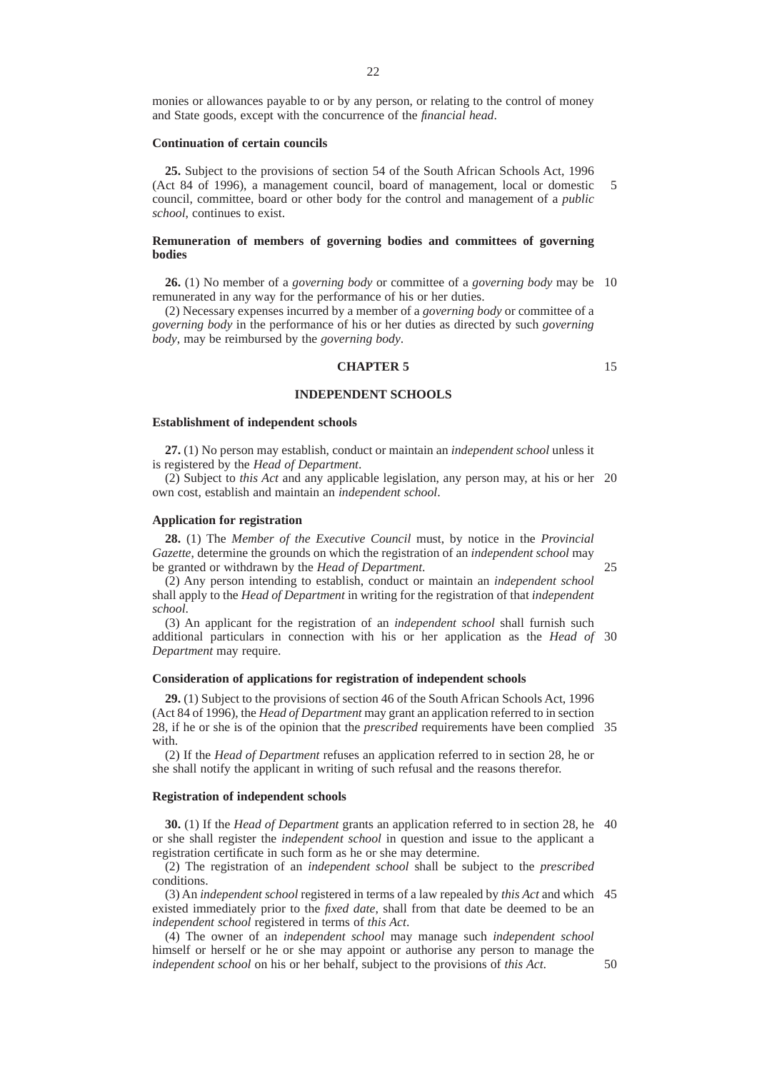monies or allowances payable to or by any person, or relating to the control of money and State goods, except with the concurrence of the *financial head*.

**Continuation of certain councils**

**25.** Subject to the provisions of section 54 of the South African Schools Act, 1996 (Act 84 of 1996), a management council, board of management, local or domestic council, committee, board or other body for the control and management of a *public school*, continues to exist.

**Remuneration of members of governing bodies and committees of governing bodies**

**26.** (1) No member of a *governing body* or committee of a *governing body* may be remunerated in any way for the performance of his or her duties.

(2) Necessary expenses incurred by a member of a *governing body* or committee of a *governing body* in the performance of his or her duties as directed by such *governing body*, may be reimbursed by the *governing body*.

## CHAPTER 5

## INDEPENDENT SCHOOLS

**Establishment of independent schools**

**27.** (1) No person may establish, conduct or maintain an *independent school* unless it is registered by the *Head of Department*.

(2) Subject to *this Act* and any applicable legislation, any person may, at his or her own cost, establish and maintain an *independent school*.

**Application for registration**

**28.** (1) The *Member of the Executive Council* must, by notice in the *Provincial Gazette*, determine the grounds on which the registration of an *independent school* may be granted or withdrawn by the *Head of Department.*

(2) Any person intending to establish, conduct or maintain an *independent school* shall apply to the *Head of Department* in writing for the registration of that *independent school*.

(3) An applicant for the registration of an *independent school* shall furnish such additional particulars in connection with his or her application as the *Head of Department* may require.

**Consideration of applications for registration of independent schools**

**29.** (1) Subject to the provisions of section 46 of the South African Schools Act, 1996 (Act 84 of 1996), the *Head of Department* may grant an application referred to in section 28, if he or she is of the opinion that the *prescribed* requirements have been complied with.

(2) If the *Head of Department* refuses an application referred to in section 28, he or she shall notify the applicant in writing of such refusal and the reasons therefor.

**Registration of independent schools**

**30.** (1) If the *Head of Department* grants an application referred to in section 28, he or she shall register the *independent school* in question and issue to the applicant a registration certificate in such form as he or she may determine.

(2) The registration of an *independent school* shall be subject to the *prescribed* conditions.

(3) An *independent school* registered in terms of a law repealed by *this Act* and which existed immediately prior to the *fixed date*, shall from that date be deemed to be an *independent school* registered in terms of *this Act*.

(4) The owner of an *independent school* may manage such *independent school* himself or herself or he or she may appoint or authorise any person to manage the *independent school* on his or her behalf, subject to the provisions of *this Act.*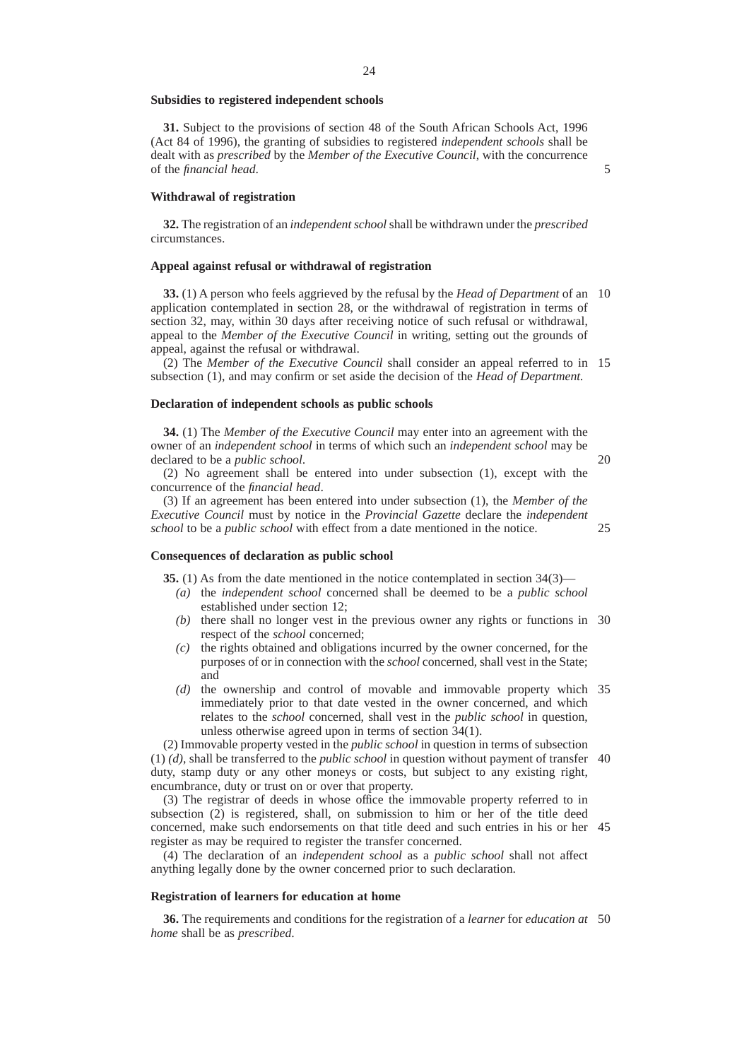**Subsidies to registered independent schools**

**31.** Subject to the provisions of section 48 of the South African Schools Act, 1996 (Act 84 of 1996), the granting of subsidies to registered *independent schools* shall be dealt with as *prescribed* by the *Member of the Executive Council*, with the concurrence of the *financial head*.

**Withdrawal of registration**

**32.** The registration of an *independent school* shall be withdrawn under the *prescribed* circumstances.

**Appeal against refusal or withdrawal of registration**

**33.** (1) A person who feels aggrieved by the refusal by the *Head of Department* of an application contemplated in section 28, or the withdrawal of registration in terms of section 32, may, within 30 days after receiving notice of such refusal or withdrawal, appeal to the *Member of the Executive Council* in writing, setting out the grounds of appeal, against the refusal or withdrawal.

(2) The *Member of the Executive Council* shall consider an appeal referred to in subsection (1), and may confirm or set aside the decision of the *Head of Department.*

**Declaration of independent schools as public schools**

**34.** (1) The *Member of the Executive Council* may enter into an agreement with the owner of an *independent school* in terms of which such an *independent school* may be declared to be a *public school*.

(2) No agreement shall be entered into under subsection (1), except with the concurrence of the *financial head*.

(3) If an agreement has been entered into under subsection (1), the *Member of the Executive Council* must by notice in the *Provincial Gazette* declare the *independent school* to be a *public school* with effect from a date mentioned in the notice.

**Consequences of declaration as public school**

**35.** (1) As from the date mentioned in the notice contemplated in section 34(3)—

*(a)* the *independent school* concerned shall be deemed to be a *public school* established under section 12;

*(b)* there shall no longer vest in the previous owner any rights or functions in respect of the *school* concerned;

*(c)* the rights obtained and obligations incurred by the owner concerned, for the purposes of or in connection with the *school* concerned, shall vest in the State; and

*(d)* the ownership and control of movable and immovable property which immediately prior to that date vested in the owner concerned, and which relates to the *school* concerned, shall vest in the *public school* in question, unless otherwise agreed upon in terms of section 34(1).

(2) Immovable property vested in the *public school* in question in terms of subsection (1) *(d)*, shall be transferred to the *public school* in question without payment of transfer duty, stamp duty or any other moneys or costs, but subject to any existing right, encumbrance, duty or trust on or over that property.

(3) The registrar of deeds in whose office the immovable property referred to in subsection (2) is registered, shall, on submission to him or her of the title deed concerned, make such endorsements on that title deed and such entries in his or her register as may be required to register the transfer concerned.

(4) The declaration of an *independent school* as a *public school* shall not affect anything legally done by the owner concerned prior to such declaration.

**Registration of learners for education at home**

**36.** The requirements and conditions for the registration of a *learner* for *education at home* shall be as *prescribed*.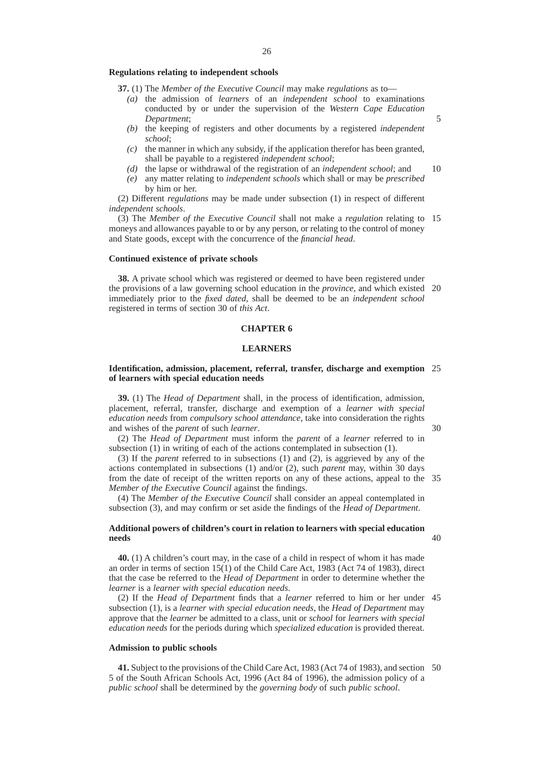**Regulations relating to independent schools**

**37.** (1) The *Member of the Executive Council* may make *regulations* as to—

*(a)* the admission of *learners* of an *independent school* to examinations conducted by or under the supervision of the *Western Cape Education Department*;

*(b)* the keeping of registers and other documents by a registered *independent school*;

*(c)* the manner in which any subsidy, if the application therefor has been granted, shall be payable to a registered *independent school*;

*(d)* the lapse or withdrawal of the registration of an *independent school*; and

*(e)* any matter relating to *independent schools* which shall or may be *prescribed* by him or her.

(2) Different *regulations* may be made under subsection (1) in respect of different *independent schools*.

(3) The *Member of the Executive Council* shall not make a *regulation* relating to moneys and allowances payable to or by any person, or relating to the control of money and State goods, except with the concurrence of the *financial head*.

**Continued existence of private schools**

**38.** A private school which was registered or deemed to have been registered under the provisions of a law governing school education in the *province*, and which existed immediately prior to the *fixed dated,* shall be deemed to be an *independent school* registered in terms of section 30 of *this Act*.

## CHAPTER 6

## LEARNERS

**Identification, admission, placement, referral, transfer, discharge and exemption of learners with special education needs**

**39.** (1) The *Head of Department* shall, in the process of identification, admission, placement, referral, transfer, discharge and exemption of a *learner with special education needs* from *compulsory school attendance*, take into consideration the rights and wishes of the *parent* of such *learner*.

(2) The *Head of Department* must inform the *parent* of a *learner* referred to in subsection (1) in writing of each of the actions contemplated in subsection (1).

(3) If the *parent* referred to in subsections (1) and (2), is aggrieved by any of the actions contemplated in subsections (1) and/or (2), such *parent* may, within 30 days from the date of receipt of the written reports on any of these actions, appeal to the *Member of the Executive Council* against the findings.

(4) The *Member of the Executive Council* shall consider an appeal contemplated in subsection (3), and may confirm or set aside the findings of the *Head of Department*.

**Additional powers of children's court in relation to learners with special education needs**

**40.** (1) A children's court may, in the case of a child in respect of whom it has made an order in terms of section 15(1) of the Child Care Act, 1983 (Act 74 of 1983), direct that the case be referred to the *Head of Department* in order to determine whether the *learner* is a *learner with special education needs*.

(2) If the *Head of Department* finds that a *learner* referred to him or her under subsection (1), is a *learner with special education needs*, the *Head of Department* may approve that the *learner* be admitted to a class, unit or *school* for *learners with special education needs* for the periods during which *specialized education* is provided thereat.

**Admission to public schools**

**41.** Subject to the provisions of the Child Care Act, 1983 (Act 74 of 1983), and section 5 of the South African Schools Act, 1996 (Act 84 of 1996), the admission policy of a *public school* shall be determined by the *governing body* of such *public school*.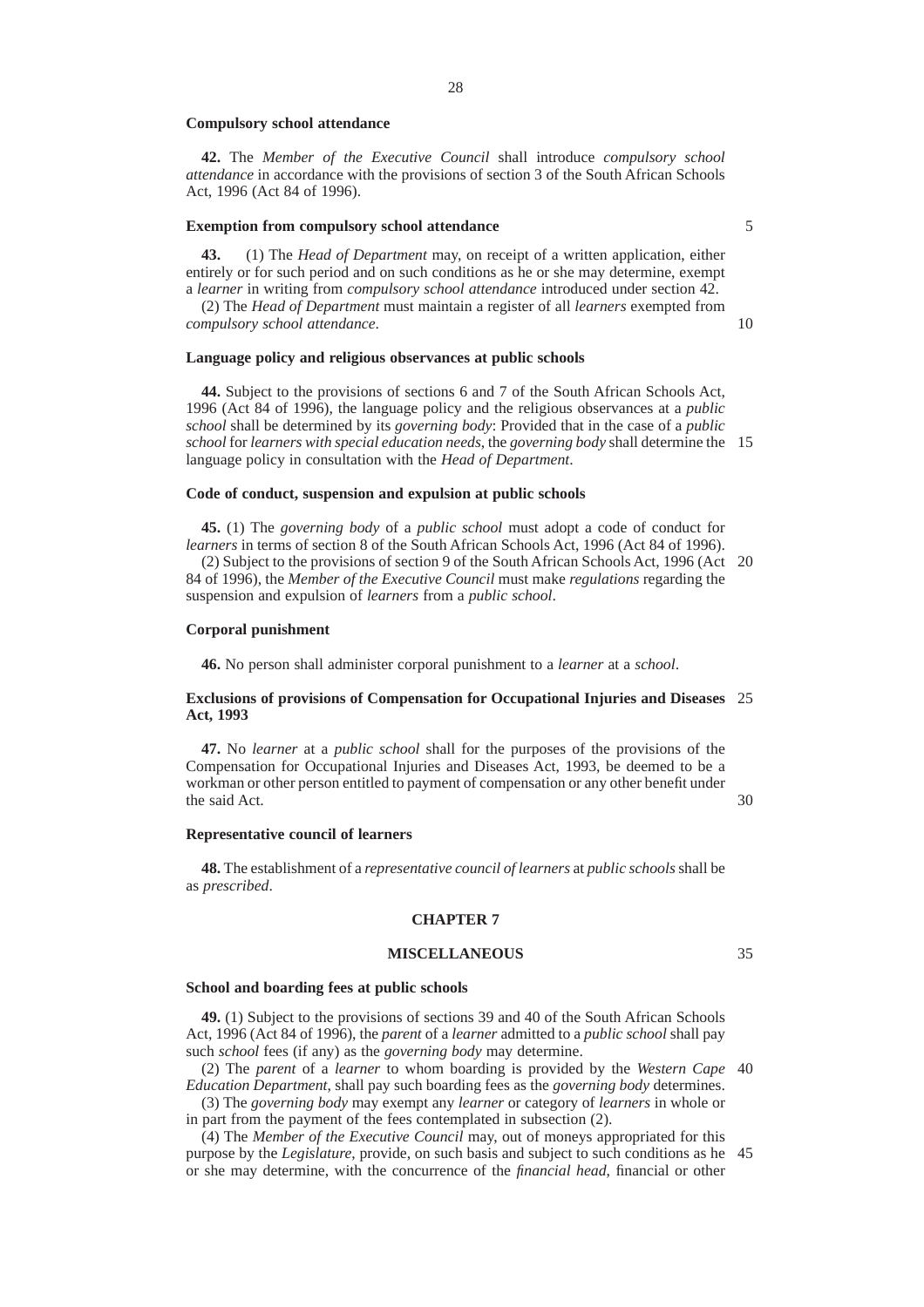**Compulsory school attendance**

**42.** The *Member of the Executive Council* shall introduce *compulsory school attendance* in accordance with the provisions of section 3 of the South African Schools Act, 1996 (Act 84 of 1996).

**Exemption from compulsory school attendance**

**43.** (1) The *Head of Department* may, on receipt of a written application, either entirely or for such period and on such conditions as he or she may determine, exempt a *learner* in writing from *compulsory school attendance* introduced under section 42.

(2) The *Head of Department* must maintain a register of all *learners* exempted from *compulsory school attendance*.

**Language policy and religious observances at public schools**

**44.** Subject to the provisions of sections 6 and 7 of the South African Schools Act, 1996 (Act 84 of 1996), the language policy and the religious observances at a *public school* shall be determined by its *governing body*: Provided that in the case of a *public school* for *learners with special education needs*, the *governing body* shall determine the language policy in consultation with the *Head of Department*.

**Code of conduct, suspension and expulsion at public schools**

**45.** (1) The *governing body* of a *public school* must adopt a code of conduct for *learners* in terms of section 8 of the South African Schools Act, 1996 (Act 84 of 1996).

(2) Subject to the provisions of section 9 of the South African Schools Act, 1996 (Act 84 of 1996), the *Member of the Executive Council* must make *regulations* regarding the suspension and expulsion of *learners* from a *public school*.

**Corporal punishment**

**46.** No person shall administer corporal punishment to a *learner* at a *school*.

**Exclusions of provisions of Compensation for Occupational Injuries and Diseases Act, 1993**

**47.** No *learner* at a *public school* shall for the purposes of the provisions of the Compensation for Occupational Injuries and Diseases Act, 1993, be deemed to be a workman or other person entitled to payment of compensation or any other benefit under the said Act.

**Representative council of learners**

**48.** The establishment of a *representative council of learners* at *public schools* shall be as *prescribed*.

## CHAPTER 7

## MISCELLANEOUS

**School and boarding fees at public schools**

**49.** (1) Subject to the provisions of sections 39 and 40 of the South African Schools Act, 1996 (Act 84 of 1996), the *parent* of a *learner* admitted to a *public school* shall pay such *school* fees (if any) as the *governing body* may determine.

(2) The *parent* of a *learner* to whom boarding is provided by the *Western Cape Education Department*, shall pay such boarding fees as the *governing body* determines.

(3) The *governing body* may exempt any *learner* or category of *learners* in whole or in part from the payment of the fees contemplated in subsection (2).

(4) The *Member of the Executive Council* may, out of moneys appropriated for this purpose by the *Legislature*, provide, on such basis and subject to such conditions as he or she may determine, with the concurrence of the *financial head*, financial or other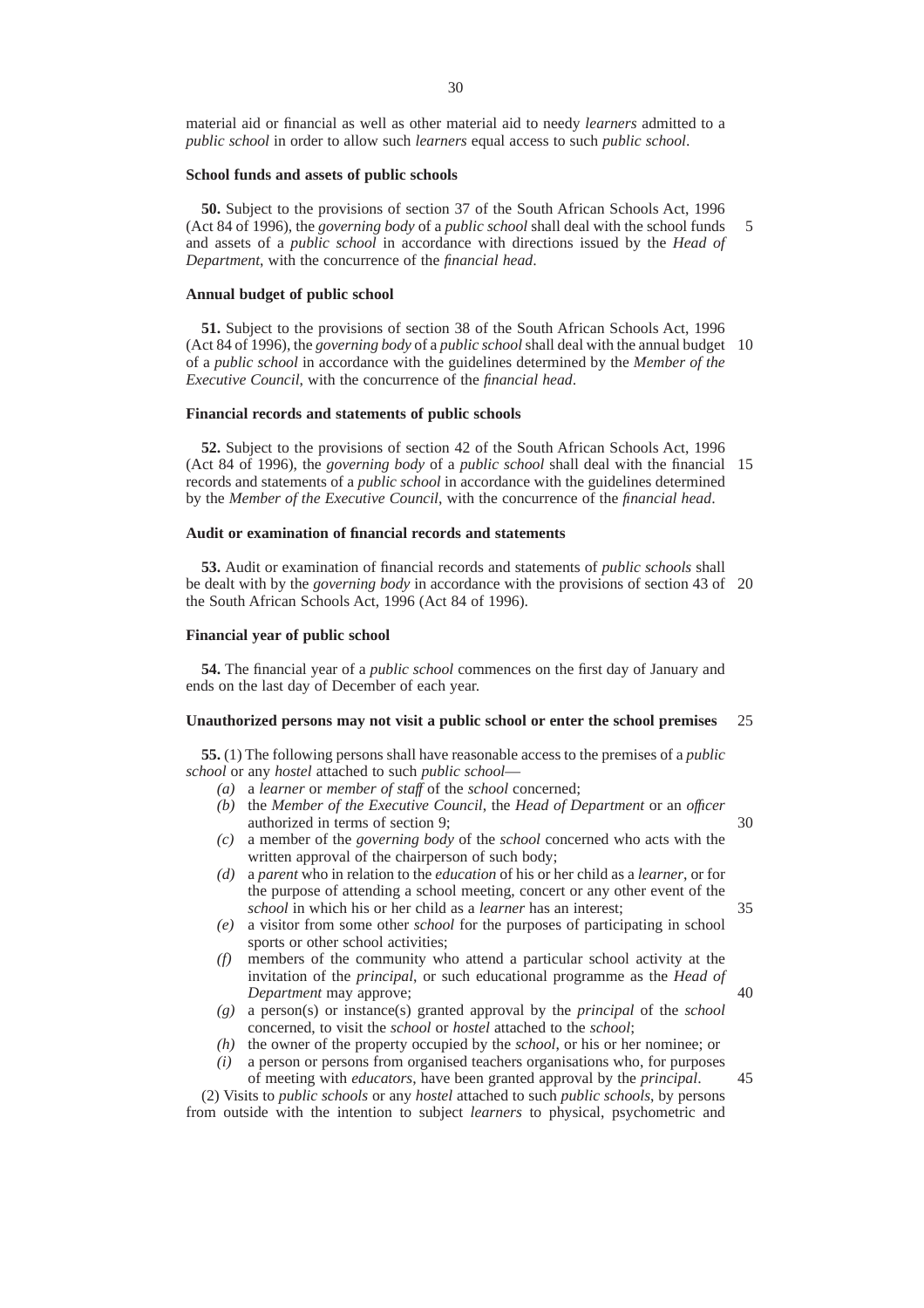material aid or financial as well as other material aid to needy *learners* admitted to a *public school* in order to allow such *learners* equal access to such *public school*.

**School funds and assets of public schools**

**50.** Subject to the provisions of section 37 of the South African Schools Act, 1996 (Act 84 of 1996), the *governing body* of a *public school* shall deal with the school funds and assets of a *public school* in accordance with directions issued by the *Head of Department*, with the concurrence of the *financial head*.

**Annual budget of public school**

**51.** Subject to the provisions of section 38 of the South African Schools Act, 1996 (Act 84 of 1996), the *governing body* of a *public school* shall deal with the annual budget of a *public school* in accordance with the guidelines determined by the *Member of the Executive Council*, with the concurrence of the *financial head*.

**Financial records and statements of public schools**

**52.** Subject to the provisions of section 42 of the South African Schools Act, 1996 (Act 84 of 1996), the *governing body* of a *public school* shall deal with the financial records and statements of a *public school* in accordance with the guidelines determined by the *Member of the Executive Council*, with the concurrence of the *financial head*.

**Audit or examination of financial records and statements**

**53.** Audit or examination of financial records and statements of *public schools* shall be dealt with by the *governing body* in accordance with the provisions of section 43 of the South African Schools Act, 1996 (Act 84 of 1996).

**Financial year of public school**

**54.** The financial year of a *public school* commences on the first day of January and ends on the last day of December of each year.

**Unauthorized persons may not visit a public school or enter the school premises**

**55.** (1) The following persons shall have reasonable access to the premises of a *public school* or any *hostel* attached to such *public school*—

*(a)* a *learner* or *member of staff* of the *school* concerned;

*(b)* the *Member of the Executive Council*, the *Head of Department* or an *officer* authorized in terms of section 9;

*(c)* a member of the *governing body* of the *school* concerned who acts with the written approval of the chairperson of such body;

*(d)* a *parent* who in relation to the *education* of his or her child as a *learner*, or for the purpose of attending a school meeting, concert or any other event of the *school* in which his or her child as a *learner* has an interest;

*(e)* a visitor from some other *school* for the purposes of participating in school sports or other school activities;

*(f)* members of the community who attend a particular school activity at the invitation of the *principal*, or such educational programme as the *Head of Department* may approve;

*(g)* a person(s) or instance(s) granted approval by the *principal* of the *school* concerned, to visit the *school* or *hostel* attached to the *school*;

*(h)* the owner of the property occupied by the *school*, or his or her nominee; or

*(i)* a person or persons from organised teachers organisations who, for purposes of meeting with *educators*, have been granted approval by the *principal*.

(2) Visits to *public schools* or any *hostel* attached to such *public schools*, by persons from outside with the intention to subject *learners* to physical, psychometric and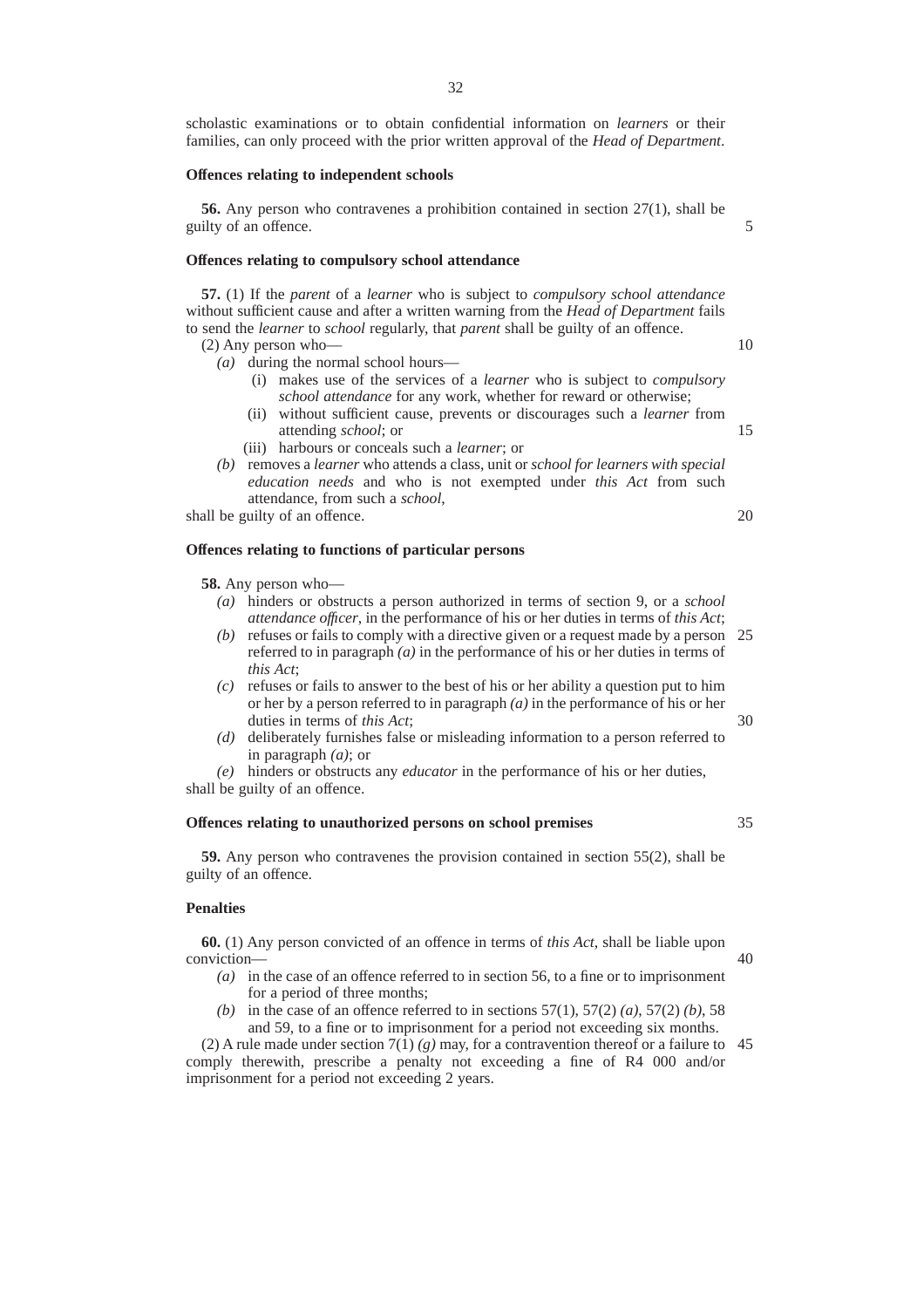scholastic examinations or to obtain confidential information on *learners* or their families, can only proceed with the prior written approval of the *Head of Department*.

**Offences relating to independent schools**

**56.** Any person who contravenes a prohibition contained in section 27(1), shall be guilty of an offence.

**Offences relating to compulsory school attendance**

**57.** (1) If the *parent* of a *learner* who is subject to *compulsory school attendance* without sufficient cause and after a written warning from the *Head of Department* fails to send the *learner* to *school* regularly, that *parent* shall be guilty of an offence.

(2) Any person who—

- *(a)* during the normal school hours—
  - (i) makes use of the services of a *learner* who is subject to *compulsory school attendance* for any work, whether for reward or otherwise;
  - (ii) without sufficient cause, prevents or discourages such a *learner* from attending *school*; or
  - (iii) harbours or conceals such a *learner*; or
- *(b)* removes a *learner* who attends a class, unit or *school for learners with special education needs* and who is not exempted under *this Act* from such attendance, from such a *school*,

shall be guilty of an offence.

**Offences relating to functions of particular persons**

**58.** Any person who—

- *(a)* hinders or obstructs a person authorized in terms of section 9, or a *school attendance officer*, in the performance of his or her duties in terms of *this Act*;
- *(b)* refuses or fails to comply with a directive given or a request made by a person referred to in paragraph *(a)* in the performance of his or her duties in terms of *this Act*;
- *(c)* refuses or fails to answer to the best of his or her ability a question put to him or her by a person referred to in paragraph *(a)* in the performance of his or her duties in terms of *this Act*;
- *(d)* deliberately furnishes false or misleading information to a person referred to in paragraph *(a)*; or
- *(e)* hinders or obstructs any *educator* in the performance of his or her duties,

shall be guilty of an offence.

**Offences relating to unauthorized persons on school premises**

**59.** Any person who contravenes the provision contained in section 55(2), shall be guilty of an offence.

**Penalties**

**60.** (1) Any person convicted of an offence in terms of *this Act*, shall be liable upon conviction—

- *(a)* in the case of an offence referred to in section 56, to a fine or to imprisonment for a period of three months;
- *(b)* in the case of an offence referred to in sections 57(1), 57(2) *(a)*, 57(2) *(b)*, 58 and 59, to a fine or to imprisonment for a period not exceeding six months.

(2) A rule made under section 7(1) *(g)* may, for a contravention thereof or a failure to comply therewith, prescribe a penalty not exceeding a fine of R4 000 and/or imprisonment for a period not exceeding 2 years.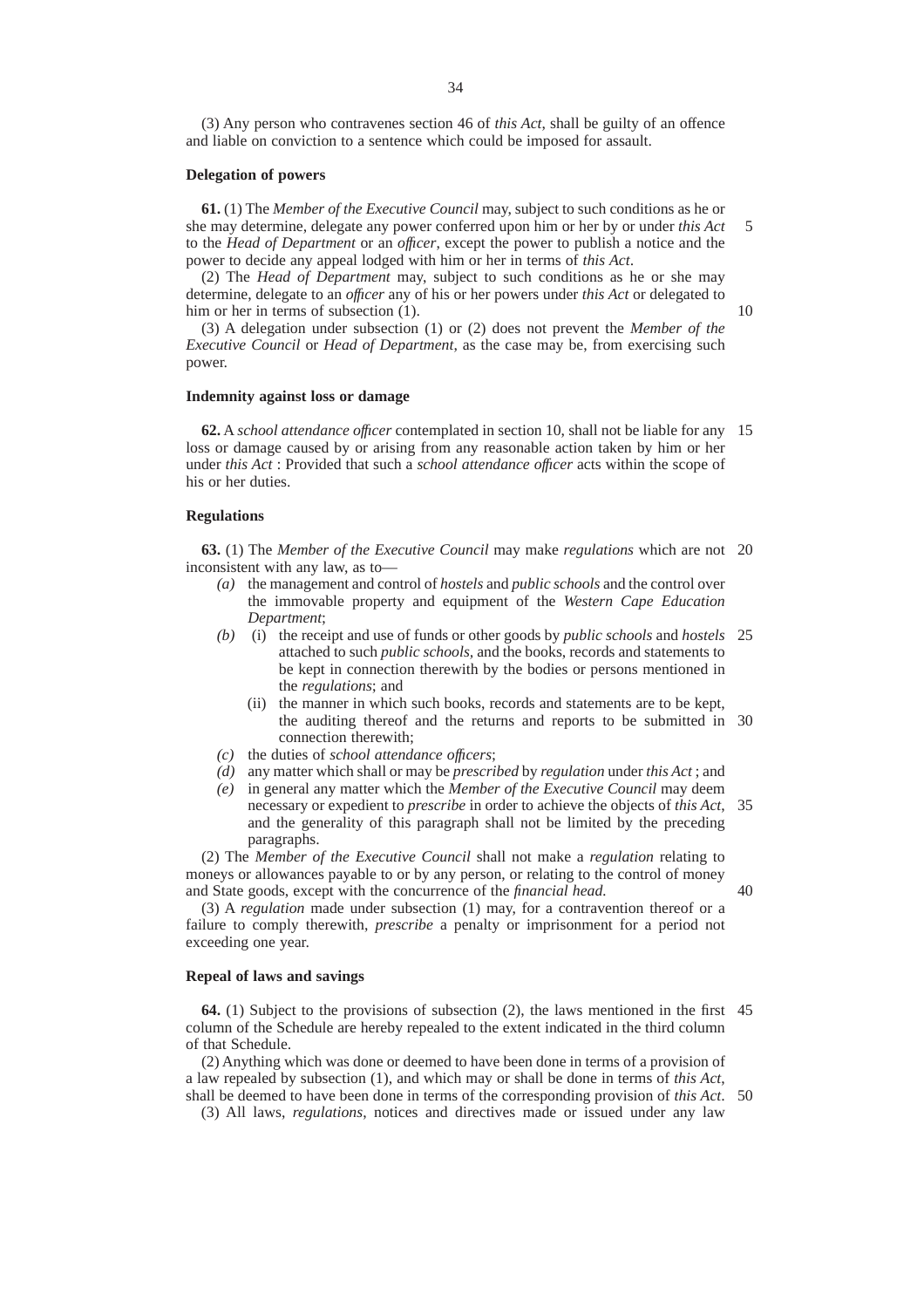(3) Any person who contravenes section 46 of *this Act,* shall be guilty of an offence and liable on conviction to a sentence which could be imposed for assault.

**Delegation of powers**

**61.** (1) The *Member of the Executive Council* may, subject to such conditions as he or she may determine, delegate any power conferred upon him or her by or under *this Act* to the *Head of Department* or an *officer*, except the power to publish a notice and the power to decide any appeal lodged with him or her in terms of *this Act*.

(2) The *Head of Department* may, subject to such conditions as he or she may determine, delegate to an *officer* any of his or her powers under *this Act* or delegated to him or her in terms of subsection (1).

(3) A delegation under subsection (1) or (2) does not prevent the *Member of the Executive Council* or *Head of Department*, as the case may be, from exercising such power.

**Indemnity against loss or damage**

**62.** A *school attendance officer* contemplated in section 10, shall not be liable for any loss or damage caused by or arising from any reasonable action taken by him or her under *this Act* : Provided that such a *school attendance officer* acts within the scope of his or her duties.

**Regulations**

**63.** (1) The *Member of the Executive Council* may make *regulations* which are not inconsistent with any law, as to—

*(a)* the management and control of *hostels* and *public schools* and the control over the immovable property and equipment of the *Western Cape Education Department*;

*(b)* (i) the receipt and use of funds or other goods by *public schools* and *hostels* attached to such *public schools*, and the books, records and statements to be kept in connection therewith by the bodies or persons mentioned in the *regulations*; and

(ii) the manner in which such books, records and statements are to be kept, the auditing thereof and the returns and reports to be submitted in connection therewith;

*(c)* the duties of *school attendance officers*;

*(d)* any matter which shall or may be *prescribed* by *regulation* under *this Act* ; and

*(e)* in general any matter which the *Member of the Executive Council* may deem necessary or expedient to *prescribe* in order to achieve the objects of *this Act*, and the generality of this paragraph shall not be limited by the preceding paragraphs.

(2) The *Member of the Executive Council* shall not make a *regulation* relating to moneys or allowances payable to or by any person, or relating to the control of money and State goods, except with the concurrence of the *financial head.*

(3) A *regulation* made under subsection (1) may, for a contravention thereof or a failure to comply therewith, *prescribe* a penalty or imprisonment for a period not exceeding one year.

**Repeal of laws and savings**

**64.** (1) Subject to the provisions of subsection (2), the laws mentioned in the first column of the Schedule are hereby repealed to the extent indicated in the third column of that Schedule.

(2) Anything which was done or deemed to have been done in terms of a provision of a law repealed by subsection (1), and which may or shall be done in terms of *this Act*, shall be deemed to have been done in terms of the corresponding provision of *this Act*.

(3) All laws, *regulations*, notices and directives made or issued under any law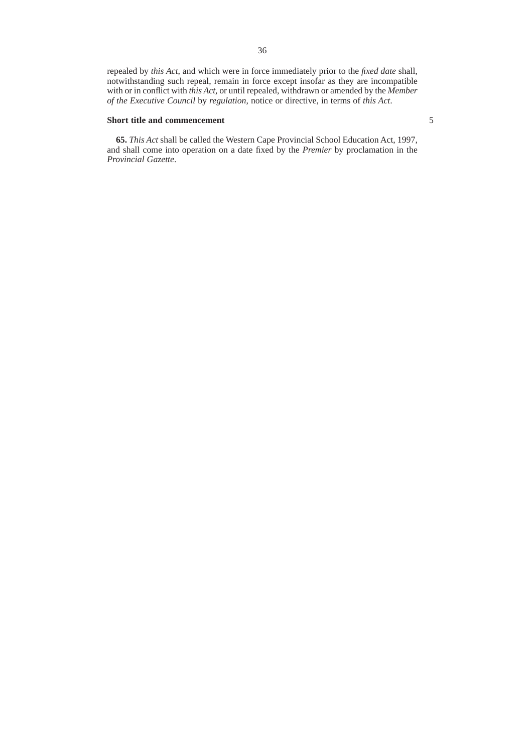repealed by *this Act*, and which were in force immediately prior to the *fixed date* shall, notwithstanding such repeal, remain in force except insofar as they are incompatible with or in conflict with *this Act*, or until repealed, withdrawn or amended by the *Member of the Executive Council* by *regulation*, notice or directive, in terms of *this Act*.

**Short title and commencement**

**65.** *This Act* shall be called the Western Cape Provincial School Education Act, 1997, and shall come into operation on a date fixed by the *Premier* by proclamation in the *Provincial Gazette*.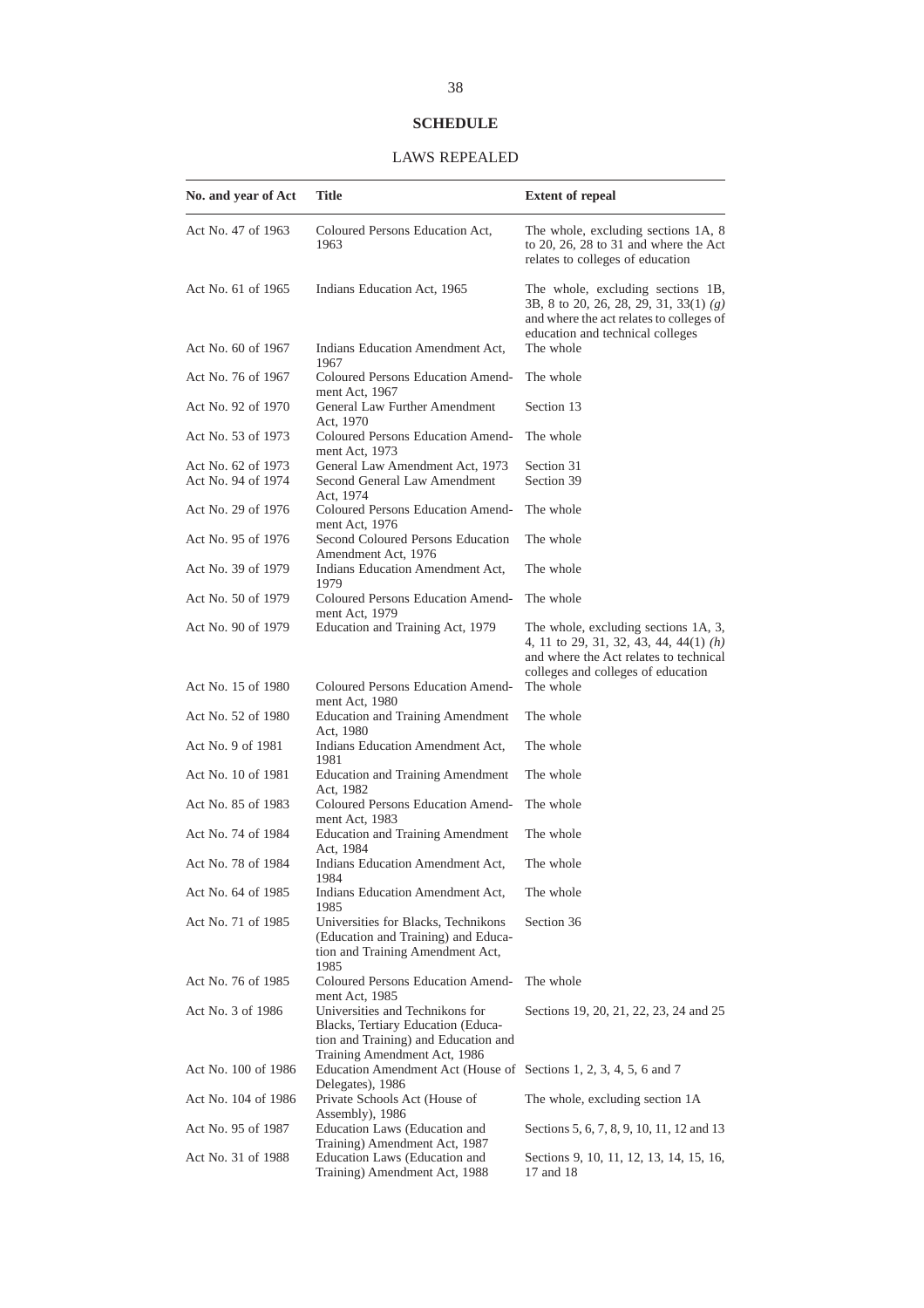# SCHEDULE

## LAWS REPEALED

| No. and year of Act | Title | Extent of repeal |
|---|---|---|
| Act No. 47 of 1963 | Coloured Persons Education Act, 1963 | The whole, excluding sections 1A, 8 to 20, 26, 28 to 31 and where the Act relates to colleges of education |
| Act No. 61 of 1965 | Indians Education Act, 1965 | The whole, excluding sections 1B, 3B, 8 to 20, 26, 28, 29, 31, 33(1) *(g)* and where the act relates to colleges of education and technical colleges |
| Act No. 60 of 1967 | Indians Education Amendment Act, 1967 | The whole |
| Act No. 76 of 1967 | Coloured Persons Education Amendment Act, 1967 | The whole |
| Act No. 92 of 1970 | General Law Further Amendment Act, 1970 | Section 13 |
| Act No. 53 of 1973 | Coloured Persons Education Amendment Act, 1973 | The whole |
| Act No. 62 of 1973 | General Law Amendment Act, 1973 | Section 31 |
| Act No. 94 of 1974 | Second General Law Amendment Act, 1974 | Section 39 |
| Act No. 29 of 1976 | Coloured Persons Education Amendment Act, 1976 | The whole |
| Act No. 95 of 1976 | Second Coloured Persons Education Amendment Act, 1976 | The whole |
| Act No. 39 of 1979 | Indians Education Amendment Act, 1979 | The whole |
| Act No. 50 of 1979 | Coloured Persons Education Amendment Act, 1979 | The whole |
| Act No. 90 of 1979 | Education and Training Act, 1979 | The whole, excluding sections 1A, 3, 4, 11 to 29, 31, 32, 43, 44, 44(1) *(h)* and where the Act relates to technical colleges and colleges of education |
| Act No. 15 of 1980 | Coloured Persons Education Amendment Act, 1980 | The whole |
| Act No. 52 of 1980 | Education and Training Amendment Act, 1980 | The whole |
| Act No. 9 of 1981 | Indians Education Amendment Act, 1981 | The whole |
| Act No. 10 of 1981 | Education and Training Amendment Act, 1982 | The whole |
| Act No. 85 of 1983 | Coloured Persons Education Amendment Act, 1983 | The whole |
| Act No. 74 of 1984 | Education and Training Amendment Act, 1984 | The whole |
| Act No. 78 of 1984 | Indians Education Amendment Act, 1984 | The whole |
| Act No. 64 of 1985 | Indians Education Amendment Act, 1985 | The whole |
| Act No. 71 of 1985 | Universities for Blacks, Technikons (Education and Training) and Education and Training Amendment Act, 1985 | Section 36 |
| Act No. 76 of 1985 | Coloured Persons Education Amendment Act, 1985 | The whole |
| Act No. 3 of 1986 | Universities and Technikons for Blacks, Tertiary Education (Education and Training) and Education and Training Amendment Act, 1986 | Sections 19, 20, 21, 22, 23, 24 and 25 |
| Act No. 100 of 1986 | Education Amendment Act (House of Delegates), 1986 | Sections 1, 2, 3, 4, 5, 6 and 7 |
| Act No. 104 of 1986 | Private Schools Act (House of Assembly), 1986 | The whole, excluding section 1A |
| Act No. 95 of 1987 | Education Laws (Education and Training) Amendment Act, 1987 | Sections 5, 6, 7, 8, 9, 10, 11, 12 and 13 |
| Act No. 31 of 1988 | Education Laws (Education and Training) Amendment Act, 1988 | Sections 9, 10, 11, 12, 13, 14, 15, 16, 17 and 18 |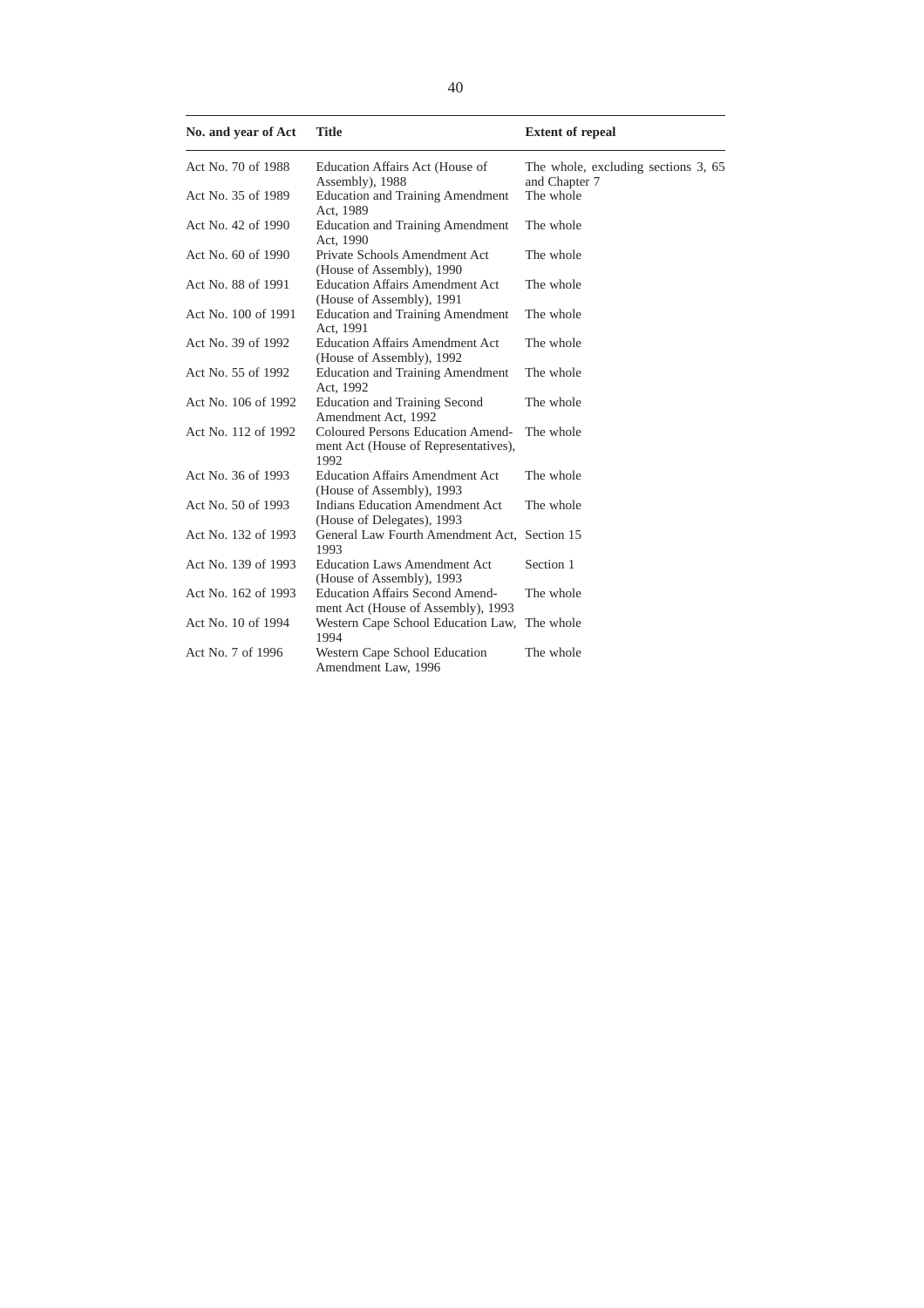| No. and year of Act | Title | Extent of repeal |
|---|---|---|
| Act No. 70 of 1988 | Education Affairs Act (House of Assembly), 1988 | The whole, excluding sections 3, 65 and Chapter 7 |
| Act No. 35 of 1989 | Education and Training Amendment Act, 1989 | The whole |
| Act No. 42 of 1990 | Education and Training Amendment Act, 1990 | The whole |
| Act No. 60 of 1990 | Private Schools Amendment Act (House of Assembly), 1990 | The whole |
| Act No. 88 of 1991 | Education Affairs Amendment Act (House of Assembly), 1991 | The whole |
| Act No. 100 of 1991 | Education and Training Amendment Act, 1991 | The whole |
| Act No. 39 of 1992 | Education Affairs Amendment Act (House of Assembly), 1992 | The whole |
| Act No. 55 of 1992 | Education and Training Amendment Act, 1992 | The whole |
| Act No. 106 of 1992 | Education and Training Second Amendment Act, 1992 | The whole |
| Act No. 112 of 1992 | Coloured Persons Education Amendment Act (House of Representatives), 1992 | The whole |
| Act No. 36 of 1993 | Education Affairs Amendment Act (House of Assembly), 1993 | The whole |
| Act No. 50 of 1993 | Indians Education Amendment Act (House of Delegates), 1993 | The whole |
| Act No. 132 of 1993 | General Law Fourth Amendment Act, 1993 | Section 15 |
| Act No. 139 of 1993 | Education Laws Amendment Act (House of Assembly), 1993 | Section 1 |
| Act No. 162 of 1993 | Education Affairs Second Amendment Act (House of Assembly), 1993 | The whole |
| Act No. 10 of 1994 | Western Cape School Education Law, 1994 | The whole |
| Act No. 7 of 1996 | Western Cape School Education Amendment Law, 1996 | The whole |